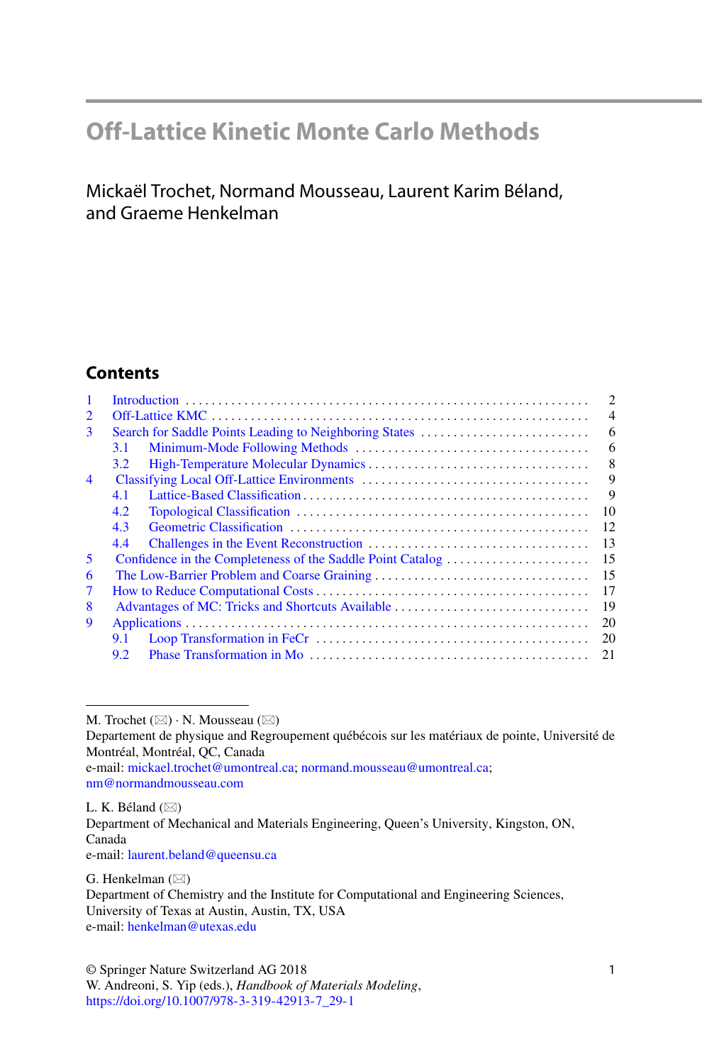# Off-Lattice Kinetic Monte Carlo Methods

Mickaël Trochet, Normand Mousseau, Laurent Karim Béland, and Graeme Henkelman

## Contents

1 Introduction .......... 2
2 Off-Lattice KMC .......... 4
3 Search for Saddle Points Leading to Neighboring States .......... 6
  3.1 Minimum-Mode Following Methods .......... 6
  3.2 High-Temperature Molecular Dynamics .......... 8
4 Classifying Local Off-Lattice Environments .......... 9
  4.1 Lattice-Based Classification .......... 9
  4.2 Topological Classification .......... 10
  4.3 Geometric Classification .......... 12
  4.4 Challenges in the Event Reconstruction .......... 13
5 Confidence in the Completeness of the Saddle Point Catalog .......... 15
6 The Low-Barrier Problem and Coarse Graining .......... 15
7 How to Reduce Computational Costs .......... 17
8 Advantages of MC: Tricks and Shortcuts Available .......... 19
9 Applications .......... 20
  9.1 Loop Transformation in FeCr .......... 20
  9.2 Phase Transformation in Mo .......... 21

---

M. Trochet (✉) · N. Mousseau (✉)
Departement de physique and Regroupement québécois sur les matériaux de pointe, Université de Montréal, Montréal, QC, Canada
e-mail: mickael.trochet@umontreal.ca; normand.mousseau@umontreal.ca; nm@normandmousseau.com

L. K. Béland (✉)
Department of Mechanical and Materials Engineering, Queen's University, Kingston, ON, Canada
e-mail: laurent.beland@queensu.ca

G. Henkelman (✉)
Department of Chemistry and the Institute for Computational and Engineering Sciences, University of Texas at Austin, Austin, TX, USA
e-mail: henkelman@utexas.edu

© Springer Nature Switzerland AG 2018
W. Andreoni, S. Yip (eds.), *Handbook of Materials Modeling*,
https://doi.org/10.1007/978-3-319-42913-7_29-1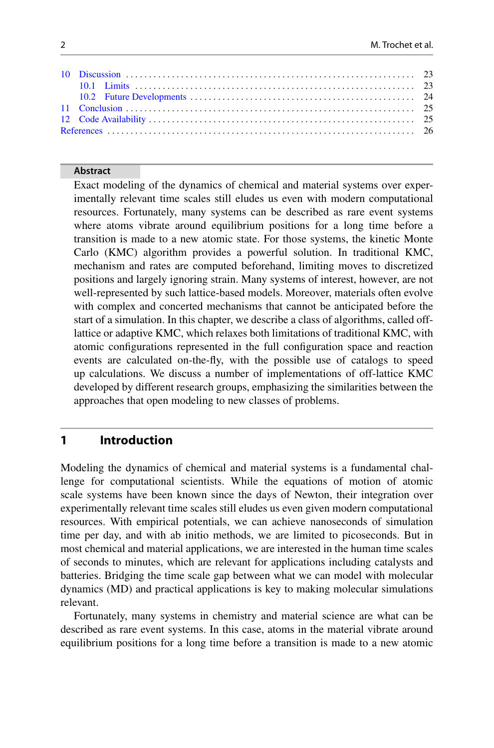10 Discussion .......... 23
  10.1 Limits .......... 23
  10.2 Future Developments .......... 24
11 Conclusion .......... 25
12 Code Availability .......... 25
References .......... 26

**Abstract**

Exact modeling of the dynamics of chemical and material systems over experimentally relevant time scales still eludes us even with modern computational resources. Fortunately, many systems can be described as rare event systems where atoms vibrate around equilibrium positions for a long time before a transition is made to a new atomic state. For those systems, the kinetic Monte Carlo (KMC) algorithm provides a powerful solution. In traditional KMC, mechanism and rates are computed beforehand, limiting moves to discretized positions and largely ignoring strain. Many systems of interest, however, are not well-represented by such lattice-based models. Moreover, materials often evolve with complex and concerted mechanisms that cannot be anticipated before the start of a simulation. In this chapter, we describe a class of algorithms, called off-lattice or adaptive KMC, which relaxes both limitations of traditional KMC, with atomic configurations represented in the full configuration space and reaction events are calculated on-the-fly, with the possible use of catalogs to speed up calculations. We discuss a number of implementations of off-lattice KMC developed by different research groups, emphasizing the similarities between the approaches that open modeling to new classes of problems.

# 1 Introduction

Modeling the dynamics of chemical and material systems is a fundamental challenge for computational scientists. While the equations of motion of atomic scale systems have been known since the days of Newton, their integration over experimentally relevant time scales still eludes us even given modern computational resources. With empirical potentials, we can achieve nanoseconds of simulation time per day, and with ab initio methods, we are limited to picoseconds. But in most chemical and material applications, we are interested in the human time scales of seconds to minutes, which are relevant for applications including catalysts and batteries. Bridging the time scale gap between what we can model with molecular dynamics (MD) and practical applications is key to making molecular simulations relevant.

Fortunately, many systems in chemistry and material science are what can be described as rare event systems. In this case, atoms in the material vibrate around equilibrium positions for a long time before a transition is made to a new atomic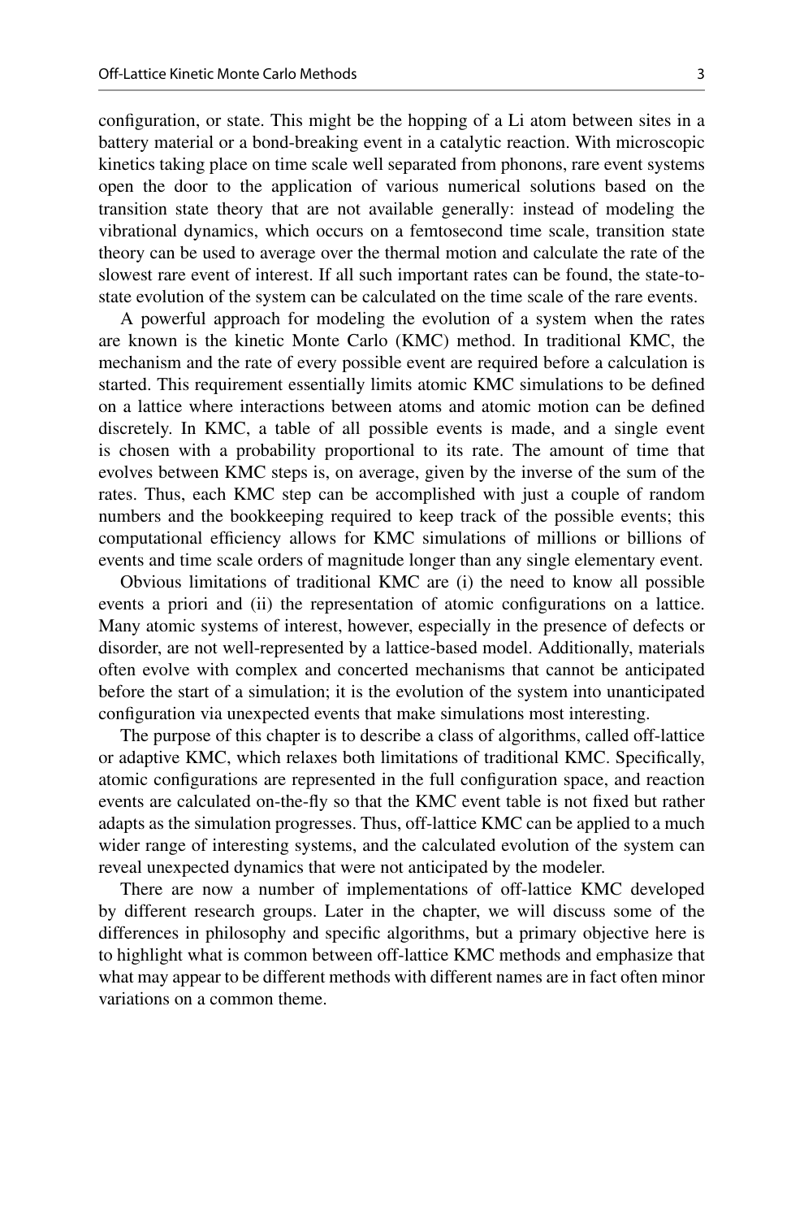configuration, or state. This might be the hopping of a Li atom between sites in a battery material or a bond-breaking event in a catalytic reaction. With microscopic kinetics taking place on time scale well separated from phonons, rare event systems open the door to the application of various numerical solutions based on the transition state theory that are not available generally: instead of modeling the vibrational dynamics, which occurs on a femtosecond time scale, transition state theory can be used to average over the thermal motion and calculate the rate of the slowest rare event of interest. If all such important rates can be found, the state-to-state evolution of the system can be calculated on the time scale of the rare events.

A powerful approach for modeling the evolution of a system when the rates are known is the kinetic Monte Carlo (KMC) method. In traditional KMC, the mechanism and the rate of every possible event are required before a calculation is started. This requirement essentially limits atomic KMC simulations to be defined on a lattice where interactions between atoms and atomic motion can be defined discretely. In KMC, a table of all possible events is made, and a single event is chosen with a probability proportional to its rate. The amount of time that evolves between KMC steps is, on average, given by the inverse of the sum of the rates. Thus, each KMC step can be accomplished with just a couple of random numbers and the bookkeeping required to keep track of the possible events; this computational efficiency allows for KMC simulations of millions or billions of events and time scale orders of magnitude longer than any single elementary event.

Obvious limitations of traditional KMC are (i) the need to know all possible events a priori and (ii) the representation of atomic configurations on a lattice. Many atomic systems of interest, however, especially in the presence of defects or disorder, are not well-represented by a lattice-based model. Additionally, materials often evolve with complex and concerted mechanisms that cannot be anticipated before the start of a simulation; it is the evolution of the system into unanticipated configuration via unexpected events that make simulations most interesting.

The purpose of this chapter is to describe a class of algorithms, called off-lattice or adaptive KMC, which relaxes both limitations of traditional KMC. Specifically, atomic configurations are represented in the full configuration space, and reaction events are calculated on-the-fly so that the KMC event table is not fixed but rather adapts as the simulation progresses. Thus, off-lattice KMC can be applied to a much wider range of interesting systems, and the calculated evolution of the system can reveal unexpected dynamics that were not anticipated by the modeler.

There are now a number of implementations of off-lattice KMC developed by different research groups. Later in the chapter, we will discuss some of the differences in philosophy and specific algorithms, but a primary objective here is to highlight what is common between off-lattice KMC methods and emphasize that what may appear to be different methods with different names are in fact often minor variations on a common theme.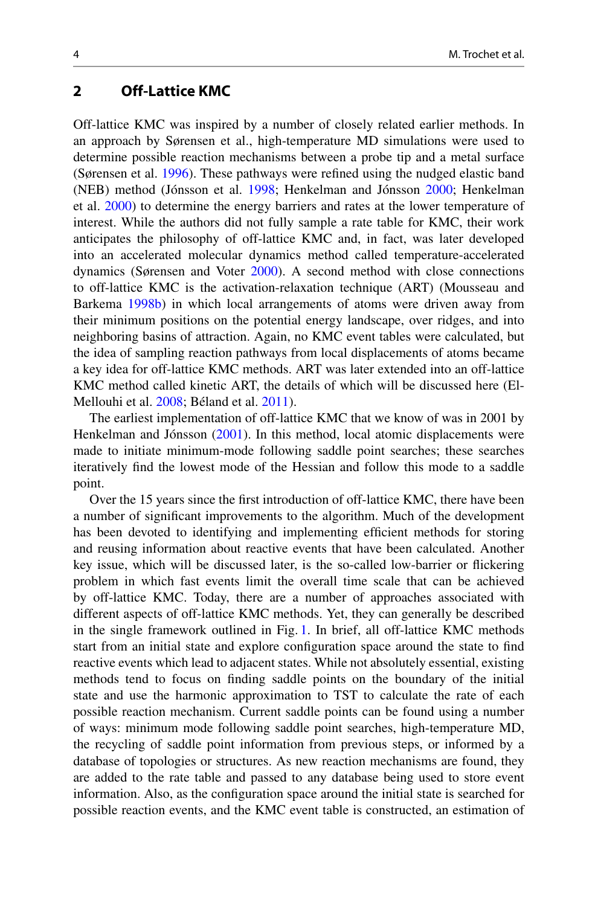## 2 Off-Lattice KMC

Off-lattice KMC was inspired by a number of closely related earlier methods. In an approach by Sørensen et al., high-temperature MD simulations were used to determine possible reaction mechanisms between a probe tip and a metal surface (Sørensen et al. 1996). These pathways were refined using the nudged elastic band (NEB) method (Jónsson et al. 1998; Henkelman and Jónsson 2000; Henkelman et al. 2000) to determine the energy barriers and rates at the lower temperature of interest. While the authors did not fully sample a rate table for KMC, their work anticipates the philosophy of off-lattice KMC and, in fact, was later developed into an accelerated molecular dynamics method called temperature-accelerated dynamics (Sørensen and Voter 2000). A second method with close connections to off-lattice KMC is the activation-relaxation technique (ART) (Mousseau and Barkema 1998b) in which local arrangements of atoms were driven away from their minimum positions on the potential energy landscape, over ridges, and into neighboring basins of attraction. Again, no KMC event tables were calculated, but the idea of sampling reaction pathways from local displacements of atoms became a key idea for off-lattice KMC methods. ART was later extended into an off-lattice KMC method called kinetic ART, the details of which will be discussed here (El-Mellouhi et al. 2008; Béland et al. 2011).

The earliest implementation of off-lattice KMC that we know of was in 2001 by Henkelman and Jónsson (2001). In this method, local atomic displacements were made to initiate minimum-mode following saddle point searches; these searches iteratively find the lowest mode of the Hessian and follow this mode to a saddle point.

Over the 15 years since the first introduction of off-lattice KMC, there have been a number of significant improvements to the algorithm. Much of the development has been devoted to identifying and implementing efficient methods for storing and reusing information about reactive events that have been calculated. Another key issue, which will be discussed later, is the so-called low-barrier or flickering problem in which fast events limit the overall time scale that can be achieved by off-lattice KMC. Today, there are a number of approaches associated with different aspects of off-lattice KMC methods. Yet, they can generally be described in the single framework outlined in Fig. 1. In brief, all off-lattice KMC methods start from an initial state and explore configuration space around the state to find reactive events which lead to adjacent states. While not absolutely essential, existing methods tend to focus on finding saddle points on the boundary of the initial state and use the harmonic approximation to TST to calculate the rate of each possible reaction mechanism. Current saddle points can be found using a number of ways: minimum mode following saddle point searches, high-temperature MD, the recycling of saddle point information from previous steps, or informed by a database of topologies or structures. As new reaction mechanisms are found, they are added to the rate table and passed to any database being used to store event information. Also, as the configuration space around the initial state is searched for possible reaction events, and the KMC event table is constructed, an estimation of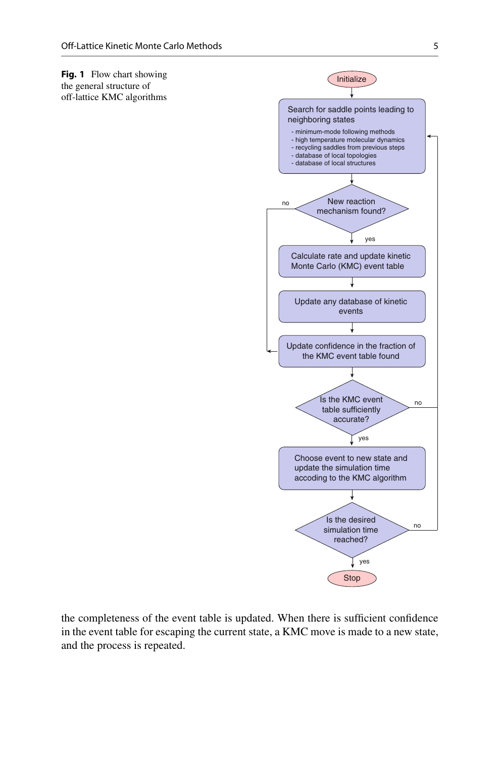**Fig. 1** Flow chart showing the general structure of off-lattice KMC algorithms

Initialize

Search for saddle points leading to neighboring states

- minimum-mode following methods
- high temperature molecular dynamics
- recycling saddles from previous steps
- database of local topologies
- database of local structures

New reaction mechanism found? (no / yes)

Calculate rate and update kinetic Monte Carlo (KMC) event table

Update any database of kinetic events

Update confidence in the fraction of the KMC event table found

Is the KMC event table sufficiently accurate? (no / yes)

Choose event to new state and update the simulation time accoding to the KMC algorithm

Is the desired simulation time reached? (no / yes)

Stop

the completeness of the event table is updated. When there is sufficient confidence in the event table for escaping the current state, a KMC move is made to a new state, and the process is repeated.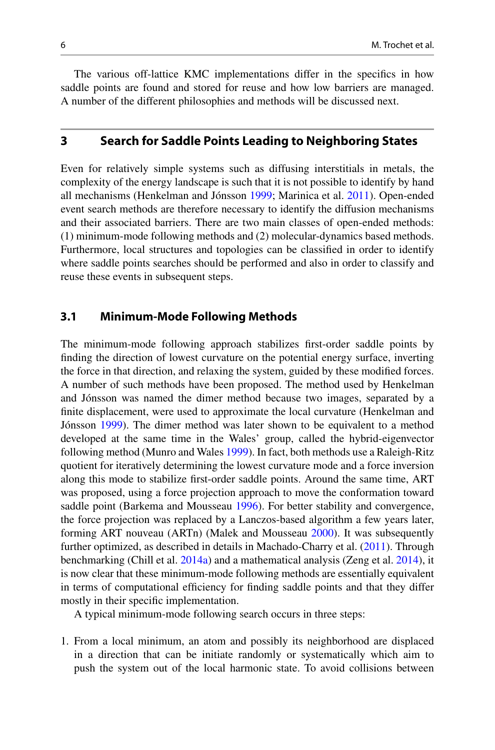The various off-lattice KMC implementations differ in the specifics in how saddle points are found and stored for reuse and how low barriers are managed. A number of the different philosophies and methods will be discussed next.

## 3 Search for Saddle Points Leading to Neighboring States

Even for relatively simple systems such as diffusing interstitials in metals, the complexity of the energy landscape is such that it is not possible to identify by hand all mechanisms (Henkelman and Jónsson 1999; Marinica et al. 2011). Open-ended event search methods are therefore necessary to identify the diffusion mechanisms and their associated barriers. There are two main classes of open-ended methods: (1) minimum-mode following methods and (2) molecular-dynamics based methods. Furthermore, local structures and topologies can be classified in order to identify where saddle points searches should be performed and also in order to classify and reuse these events in subsequent steps.

### 3.1 Minimum-Mode Following Methods

The minimum-mode following approach stabilizes first-order saddle points by finding the direction of lowest curvature on the potential energy surface, inverting the force in that direction, and relaxing the system, guided by these modified forces. A number of such methods have been proposed. The method used by Henkelman and Jónsson was named the dimer method because two images, separated by a finite displacement, were used to approximate the local curvature (Henkelman and Jónsson 1999). The dimer method was later shown to be equivalent to a method developed at the same time in the Wales' group, called the hybrid-eigenvector following method (Munro and Wales 1999). In fact, both methods use a Raleigh-Ritz quotient for iteratively determining the lowest curvature mode and a force inversion along this mode to stabilize first-order saddle points. Around the same time, ART was proposed, using a force projection approach to move the conformation toward saddle point (Barkema and Mousseau 1996). For better stability and convergence, the force projection was replaced by a Lanczos-based algorithm a few years later, forming ART nouveau (ARTn) (Malek and Mousseau 2000). It was subsequently further optimized, as described in details in Machado-Charry et al. (2011). Through benchmarking (Chill et al. 2014a) and a mathematical analysis (Zeng et al. 2014), it is now clear that these minimum-mode following methods are essentially equivalent in terms of computational efficiency for finding saddle points and that they differ mostly in their specific implementation.

A typical minimum-mode following search occurs in three steps:

1. From a local minimum, an atom and possibly its neighborhood are displaced in a direction that can be initiate randomly or systematically which aim to push the system out of the local harmonic state. To avoid collisions between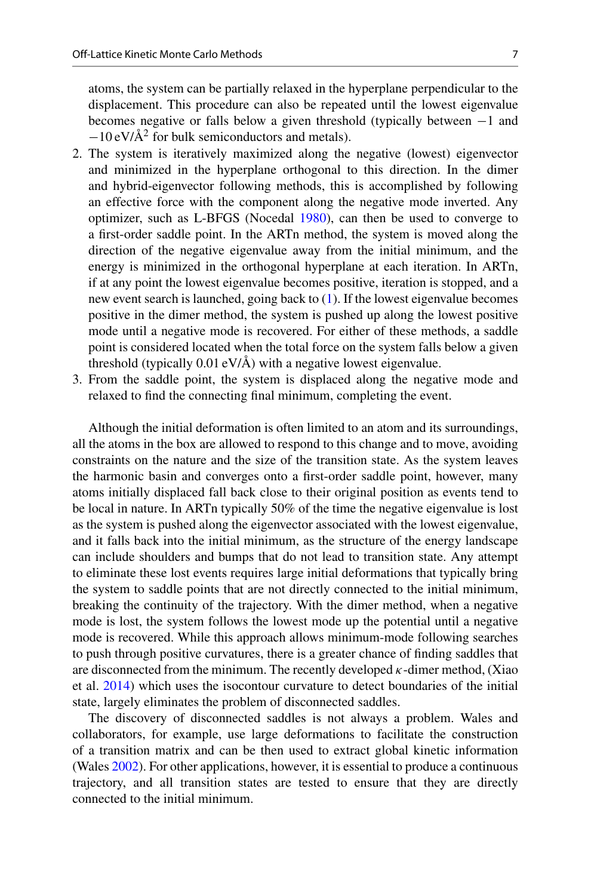atoms, the system can be partially relaxed in the hyperplane perpendicular to the displacement. This procedure can also be repeated until the lowest eigenvalue becomes negative or falls below a given threshold (typically between $-1$ and $-10\,\text{eV/Å}^2$ for bulk semiconductors and metals).

2. The system is iteratively maximized along the negative (lowest) eigenvector and minimized in the hyperplane orthogonal to this direction. In the dimer and hybrid-eigenvector following methods, this is accomplished by following an effective force with the component along the negative mode inverted. Any optimizer, such as L-BFGS (Nocedal 1980), can then be used to converge to a first-order saddle point. In the ARTn method, the system is moved along the direction of the negative eigenvalue away from the initial minimum, and the energy is minimized in the orthogonal hyperplane at each iteration. In ARTn, if at any point the lowest eigenvalue becomes positive, iteration is stopped, and a new event search is launched, going back to (1). If the lowest eigenvalue becomes positive in the dimer method, the system is pushed up along the lowest positive mode until a negative mode is recovered. For either of these methods, a saddle point is considered located when the total force on the system falls below a given threshold (typically 0.01 eV/Å) with a negative lowest eigenvalue.
3. From the saddle point, the system is displaced along the negative mode and relaxed to find the connecting final minimum, completing the event.

Although the initial deformation is often limited to an atom and its surroundings, all the atoms in the box are allowed to respond to this change and to move, avoiding constraints on the nature and the size of the transition state. As the system leaves the harmonic basin and converges onto a first-order saddle point, however, many atoms initially displaced fall back close to their original position as events tend to be local in nature. In ARTn typically 50% of the time the negative eigenvalue is lost as the system is pushed along the eigenvector associated with the lowest eigenvalue, and it falls back into the initial minimum, as the structure of the energy landscape can include shoulders and bumps that do not lead to transition state. Any attempt to eliminate these lost events requires large initial deformations that typically bring the system to saddle points that are not directly connected to the initial minimum, breaking the continuity of the trajectory. With the dimer method, when a negative mode is lost, the system follows the lowest mode up the potential until a negative mode is recovered. While this approach allows minimum-mode following searches to push through positive curvatures, there is a greater chance of finding saddles that are disconnected from the minimum. The recently developed $\kappa$-dimer method, (Xiao et al. 2014) which uses the isocontour curvature to detect boundaries of the initial state, largely eliminates the problem of disconnected saddles.

The discovery of disconnected saddles is not always a problem. Wales and collaborators, for example, use large deformations to facilitate the construction of a transition matrix and can be then used to extract global kinetic information (Wales 2002). For other applications, however, it is essential to produce a continuous trajectory, and all transition states are tested to ensure that they are directly connected to the initial minimum.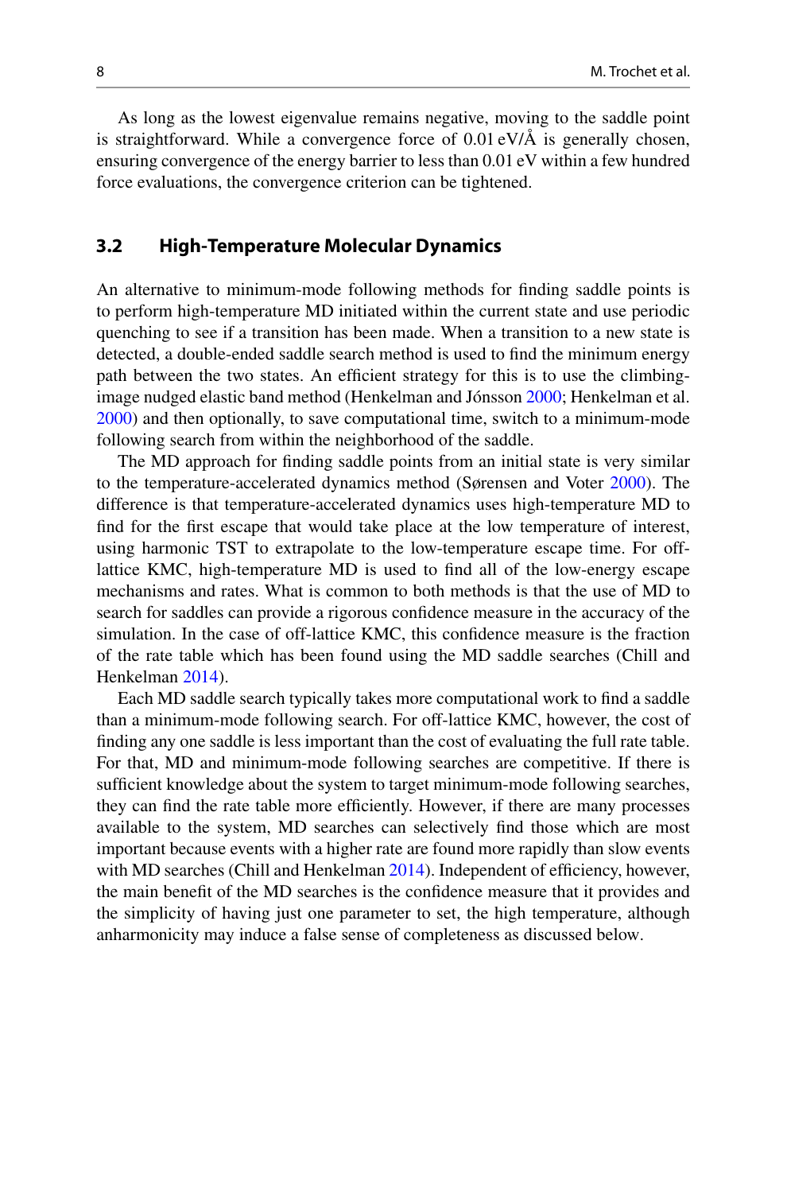As long as the lowest eigenvalue remains negative, moving to the saddle point is straightforward. While a convergence force of 0.01 eV/Å is generally chosen, ensuring convergence of the energy barrier to less than 0.01 eV within a few hundred force evaluations, the convergence criterion can be tightened.

### 3.2 High-Temperature Molecular Dynamics

An alternative to minimum-mode following methods for finding saddle points is to perform high-temperature MD initiated within the current state and use periodic quenching to see if a transition has been made. When a transition to a new state is detected, a double-ended saddle search method is used to find the minimum energy path between the two states. An efficient strategy for this is to use the climbing-image nudged elastic band method (Henkelman and Jónsson 2000; Henkelman et al. 2000) and then optionally, to save computational time, switch to a minimum-mode following search from within the neighborhood of the saddle.

The MD approach for finding saddle points from an initial state is very similar to the temperature-accelerated dynamics method (Sørensen and Voter 2000). The difference is that temperature-accelerated dynamics uses high-temperature MD to find for the first escape that would take place at the low temperature of interest, using harmonic TST to extrapolate to the low-temperature escape time. For off-lattice KMC, high-temperature MD is used to find all of the low-energy escape mechanisms and rates. What is common to both methods is that the use of MD to search for saddles can provide a rigorous confidence measure in the accuracy of the simulation. In the case of off-lattice KMC, this confidence measure is the fraction of the rate table which has been found using the MD saddle searches (Chill and Henkelman 2014).

Each MD saddle search typically takes more computational work to find a saddle than a minimum-mode following search. For off-lattice KMC, however, the cost of finding any one saddle is less important than the cost of evaluating the full rate table. For that, MD and minimum-mode following searches are competitive. If there is sufficient knowledge about the system to target minimum-mode following searches, they can find the rate table more efficiently. However, if there are many processes available to the system, MD searches can selectively find those which are most important because events with a higher rate are found more rapidly than slow events with MD searches (Chill and Henkelman 2014). Independent of efficiency, however, the main benefit of the MD searches is the confidence measure that it provides and the simplicity of having just one parameter to set, the high temperature, although anharmonicity may induce a false sense of completeness as discussed below.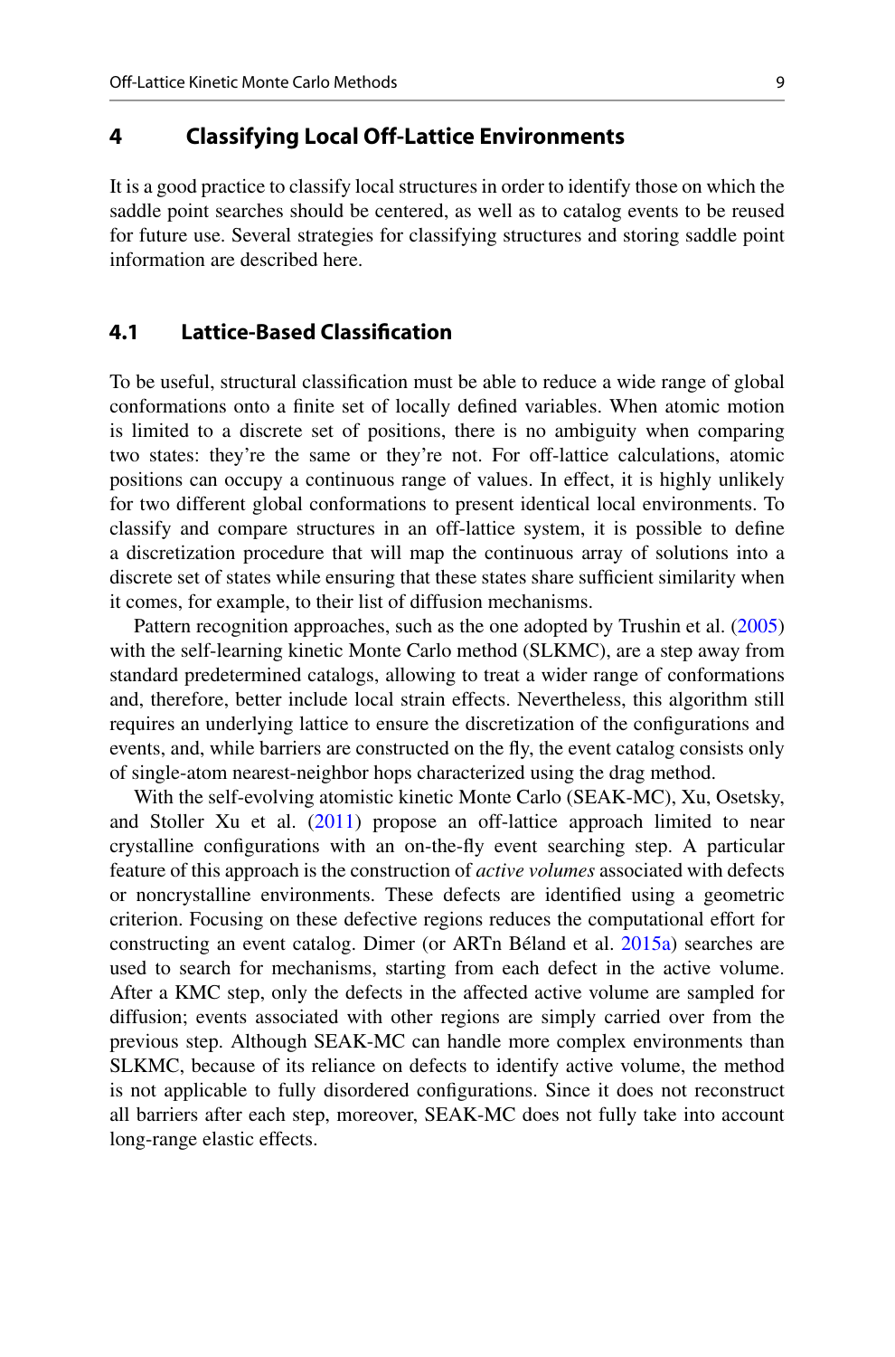## 4 Classifying Local Off-Lattice Environments

It is a good practice to classify local structures in order to identify those on which the saddle point searches should be centered, as well as to catalog events to be reused for future use. Several strategies for classifying structures and storing saddle point information are described here.

### 4.1 Lattice-Based Classification

To be useful, structural classification must be able to reduce a wide range of global conformations onto a finite set of locally defined variables. When atomic motion is limited to a discrete set of positions, there is no ambiguity when comparing two states: they're the same or they're not. For off-lattice calculations, atomic positions can occupy a continuous range of values. In effect, it is highly unlikely for two different global conformations to present identical local environments. To classify and compare structures in an off-lattice system, it is possible to define a discretization procedure that will map the continuous array of solutions into a discrete set of states while ensuring that these states share sufficient similarity when it comes, for example, to their list of diffusion mechanisms.

Pattern recognition approaches, such as the one adopted by Trushin et al. (2005) with the self-learning kinetic Monte Carlo method (SLKMC), are a step away from standard predetermined catalogs, allowing to treat a wider range of conformations and, therefore, better include local strain effects. Nevertheless, this algorithm still requires an underlying lattice to ensure the discretization of the configurations and events, and, while barriers are constructed on the fly, the event catalog consists only of single-atom nearest-neighbor hops characterized using the drag method.

With the self-evolving atomistic kinetic Monte Carlo (SEAK-MC), Xu, Osetsky, and Stoller Xu et al. (2011) propose an off-lattice approach limited to near crystalline configurations with an on-the-fly event searching step. A particular feature of this approach is the construction of *active volumes* associated with defects or noncrystalline environments. These defects are identified using a geometric criterion. Focusing on these defective regions reduces the computational effort for constructing an event catalog. Dimer (or ARTn Béland et al. 2015a) searches are used to search for mechanisms, starting from each defect in the active volume. After a KMC step, only the defects in the affected active volume are sampled for diffusion; events associated with other regions are simply carried over from the previous step. Although SEAK-MC can handle more complex environments than SLKMC, because of its reliance on defects to identify active volume, the method is not applicable to fully disordered configurations. Since it does not reconstruct all barriers after each step, moreover, SEAK-MC does not fully take into account long-range elastic effects.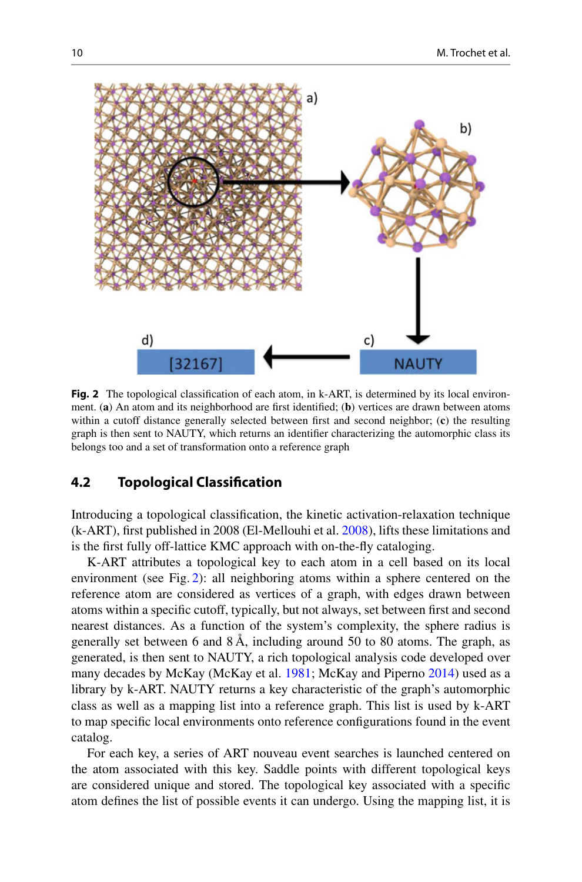**Fig. 2** The topological classification of each atom, in k-ART, is determined by its local environment. (**a**) An atom and its neighborhood are first identified; (**b**) vertices are drawn between atoms within a cutoff distance generally selected between first and second neighbor; (**c**) the resulting graph is then sent to NAUTY, which returns an identifier characterizing the automorphic class its belongs too and a set of transformation onto a reference graph

## 4.2 Topological Classification

Introducing a topological classification, the kinetic activation-relaxation technique (k-ART), first published in 2008 (El-Mellouhi et al. 2008), lifts these limitations and is the first fully off-lattice KMC approach with on-the-fly cataloging.

K-ART attributes a topological key to each atom in a cell based on its local environment (see Fig. 2): all neighboring atoms within a sphere centered on the reference atom are considered as vertices of a graph, with edges drawn between atoms within a specific cutoff, typically, but not always, set between first and second nearest distances. As a function of the system's complexity, the sphere radius is generally set between 6 and 8 Å, including around 50 to 80 atoms. The graph, as generated, is then sent to NAUTY, a rich topological analysis code developed over many decades by McKay (McKay et al. 1981; McKay and Piperno 2014) used as a library by k-ART. NAUTY returns a key characteristic of the graph's automorphic class as well as a mapping list into a reference graph. This list is used by k-ART to map specific local environments onto reference configurations found in the event catalog.

For each key, a series of ART nouveau event searches is launched centered on the atom associated with this key. Saddle points with different topological keys are considered unique and stored. The topological key associated with a specific atom defines the list of possible events it can undergo. Using the mapping list, it is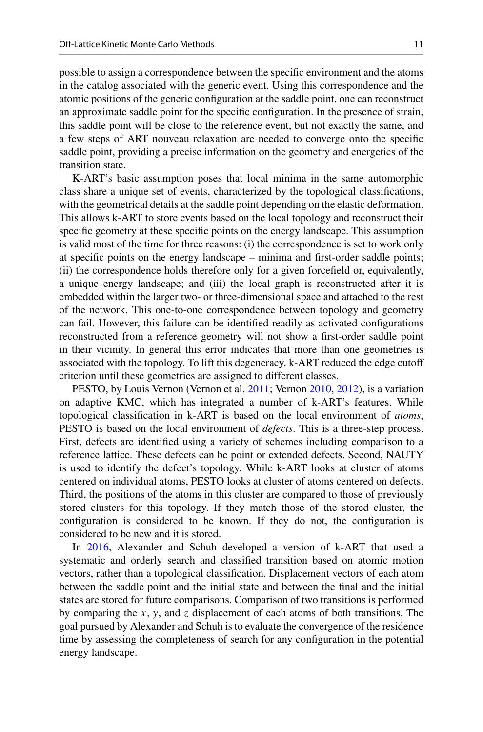possible to assign a correspondence between the specific environment and the atoms in the catalog associated with the generic event. Using this correspondence and the atomic positions of the generic configuration at the saddle point, one can reconstruct an approximate saddle point for the specific configuration. In the presence of strain, this saddle point will be close to the reference event, but not exactly the same, and a few steps of ART nouveau relaxation are needed to converge onto the specific saddle point, providing a precise information on the geometry and energetics of the transition state.

K-ART's basic assumption poses that local minima in the same automorphic class share a unique set of events, characterized by the topological classifications, with the geometrical details at the saddle point depending on the elastic deformation. This allows k-ART to store events based on the local topology and reconstruct their specific geometry at these specific points on the energy landscape. This assumption is valid most of the time for three reasons: (i) the correspondence is set to work only at specific points on the energy landscape – minima and first-order saddle points; (ii) the correspondence holds therefore only for a given forcefield or, equivalently, a unique energy landscape; and (iii) the local graph is reconstructed after it is embedded within the larger two- or three-dimensional space and attached to the rest of the network. This one-to-one correspondence between topology and geometry can fail. However, this failure can be identified readily as activated configurations reconstructed from a reference geometry will not show a first-order saddle point in their vicinity. In general this error indicates that more than one geometries is associated with the topology. To lift this degeneracy, k-ART reduced the edge cutoff criterion until these geometries are assigned to different classes.

PESTO, by Louis Vernon (Vernon et al. 2011; Vernon 2010, 2012), is a variation on adaptive KMC, which has integrated a number of k-ART's features. While topological classification in k-ART is based on the local environment of *atoms*, PESTO is based on the local environment of *defects*. This is a three-step process. First, defects are identified using a variety of schemes including comparison to a reference lattice. These defects can be point or extended defects. Second, NAUTY is used to identify the defect's topology. While k-ART looks at cluster of atoms centered on individual atoms, PESTO looks at cluster of atoms centered on defects. Third, the positions of the atoms in this cluster are compared to those of previously stored clusters for this topology. If they match those of the stored cluster, the configuration is considered to be known. If they do not, the configuration is considered to be new and it is stored.

In 2016, Alexander and Schuh developed a version of k-ART that used a systematic and orderly search and classified transition based on atomic motion vectors, rather than a topological classification. Displacement vectors of each atom between the saddle point and the initial state and between the final and the initial states are stored for future comparisons. Comparison of two transitions is performed by comparing the $x$, $y$, and $z$ displacement of each atoms of both transitions. The goal pursued by Alexander and Schuh is to evaluate the convergence of the residence time by assessing the completeness of search for any configuration in the potential energy landscape.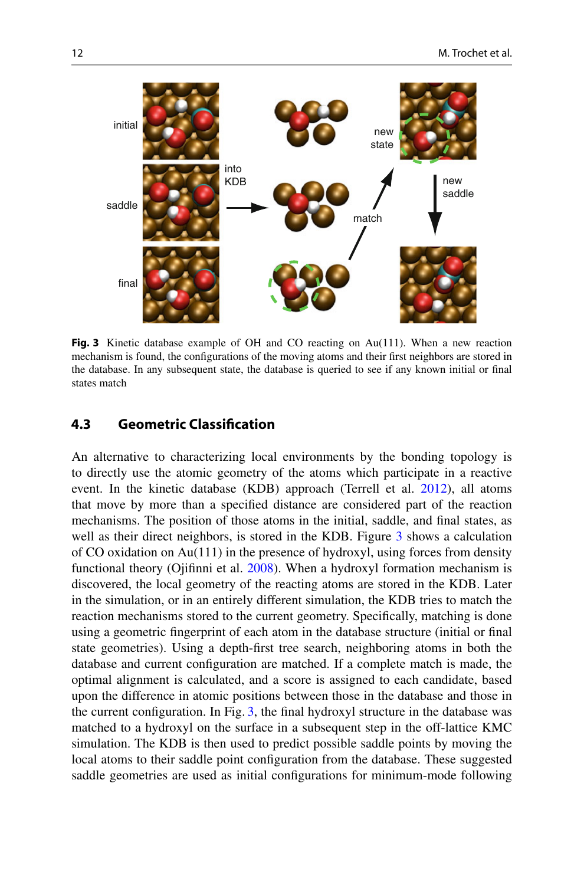**Fig. 3** Kinetic database example of OH and CO reacting on Au(111). When a new reaction mechanism is found, the configurations of the moving atoms and their first neighbors are stored in the database. In any subsequent state, the database is queried to see if any known initial or final states match

### 4.3 Geometric Classification

An alternative to characterizing local environments by the bonding topology is to directly use the atomic geometry of the atoms which participate in a reactive event. In the kinetic database (KDB) approach (Terrell et al. 2012), all atoms that move by more than a specified distance are considered part of the reaction mechanisms. The position of those atoms in the initial, saddle, and final states, as well as their direct neighbors, is stored in the KDB. Figure 3 shows a calculation of CO oxidation on Au(111) in the presence of hydroxyl, using forces from density functional theory (Ojifinni et al. 2008). When a hydroxyl formation mechanism is discovered, the local geometry of the reacting atoms are stored in the KDB. Later in the simulation, or in an entirely different simulation, the KDB tries to match the reaction mechanisms stored to the current geometry. Specifically, matching is done using a geometric fingerprint of each atom in the database structure (initial or final state geometries). Using a depth-first tree search, neighboring atoms in both the database and current configuration are matched. If a complete match is made, the optimal alignment is calculated, and a score is assigned to each candidate, based upon the difference in atomic positions between those in the database and those in the current configuration. In Fig. 3, the final hydroxyl structure in the database was matched to a hydroxyl on the surface in a subsequent step in the off-lattice KMC simulation. The KDB is then used to predict possible saddle points by moving the local atoms to their saddle point configuration from the database. These suggested saddle geometries are used as initial configurations for minimum-mode following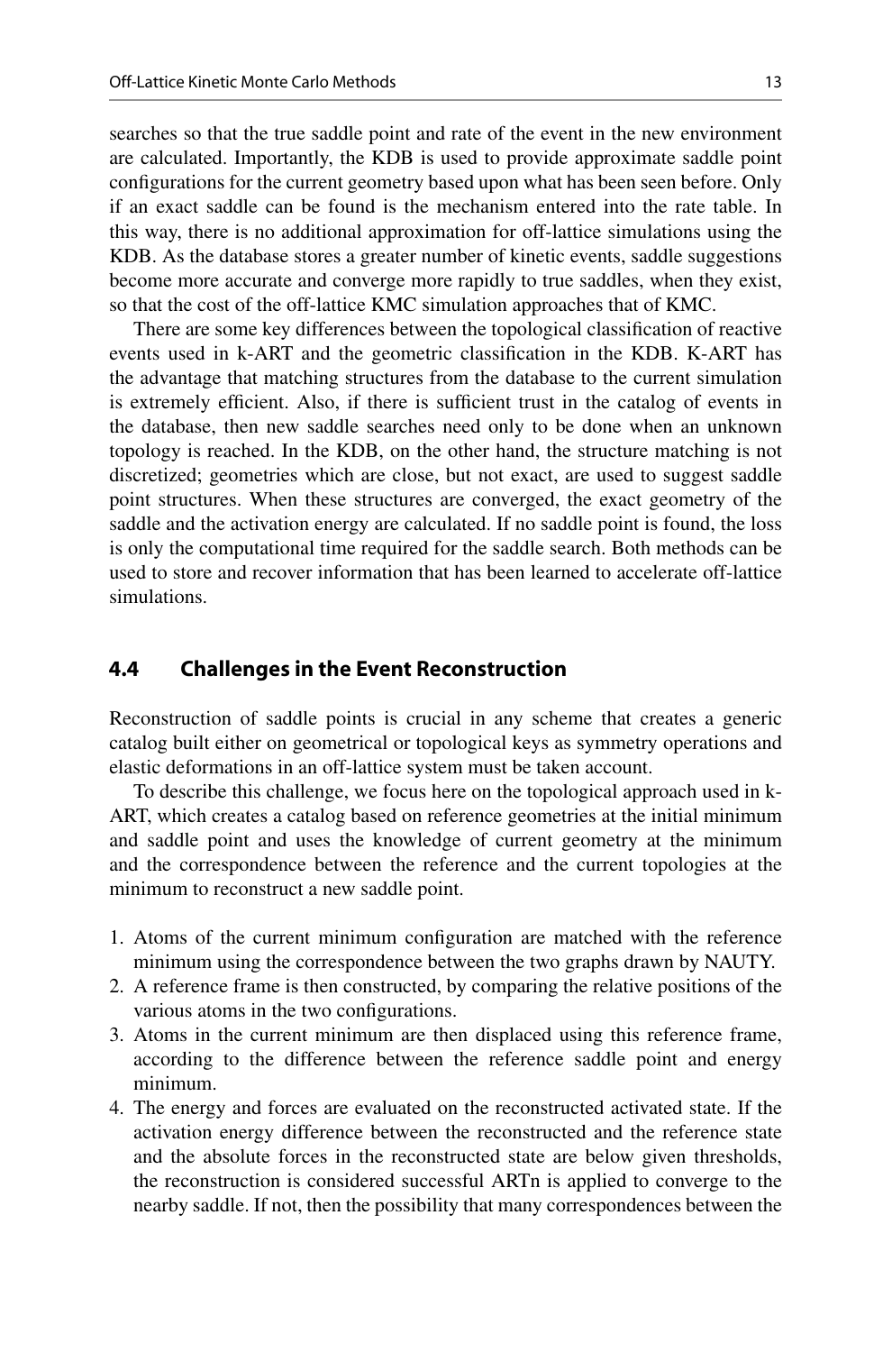searches so that the true saddle point and rate of the event in the new environment are calculated. Importantly, the KDB is used to provide approximate saddle point configurations for the current geometry based upon what has been seen before. Only if an exact saddle can be found is the mechanism entered into the rate table. In this way, there is no additional approximation for off-lattice simulations using the KDB. As the database stores a greater number of kinetic events, saddle suggestions become more accurate and converge more rapidly to true saddles, when they exist, so that the cost of the off-lattice KMC simulation approaches that of KMC.

There are some key differences between the topological classification of reactive events used in k-ART and the geometric classification in the KDB. K-ART has the advantage that matching structures from the database to the current simulation is extremely efficient. Also, if there is sufficient trust in the catalog of events in the database, then new saddle searches need only to be done when an unknown topology is reached. In the KDB, on the other hand, the structure matching is not discretized; geometries which are close, but not exact, are used to suggest saddle point structures. When these structures are converged, the exact geometry of the saddle and the activation energy are calculated. If no saddle point is found, the loss is only the computational time required for the saddle search. Both methods can be used to store and recover information that has been learned to accelerate off-lattice simulations.

### 4.4 Challenges in the Event Reconstruction

Reconstruction of saddle points is crucial in any scheme that creates a generic catalog built either on geometrical or topological keys as symmetry operations and elastic deformations in an off-lattice system must be taken account.

To describe this challenge, we focus here on the topological approach used in k-ART, which creates a catalog based on reference geometries at the initial minimum and saddle point and uses the knowledge of current geometry at the minimum and the correspondence between the reference and the current topologies at the minimum to reconstruct a new saddle point.

1. Atoms of the current minimum configuration are matched with the reference minimum using the correspondence between the two graphs drawn by NAUTY.
2. A reference frame is then constructed, by comparing the relative positions of the various atoms in the two configurations.
3. Atoms in the current minimum are then displaced using this reference frame, according to the difference between the reference saddle point and energy minimum.
4. The energy and forces are evaluated on the reconstructed activated state. If the activation energy difference between the reconstructed and the reference state and the absolute forces in the reconstructed state are below given thresholds, the reconstruction is considered successful ARTn is applied to converge to the nearby saddle. If not, then the possibility that many correspondences between the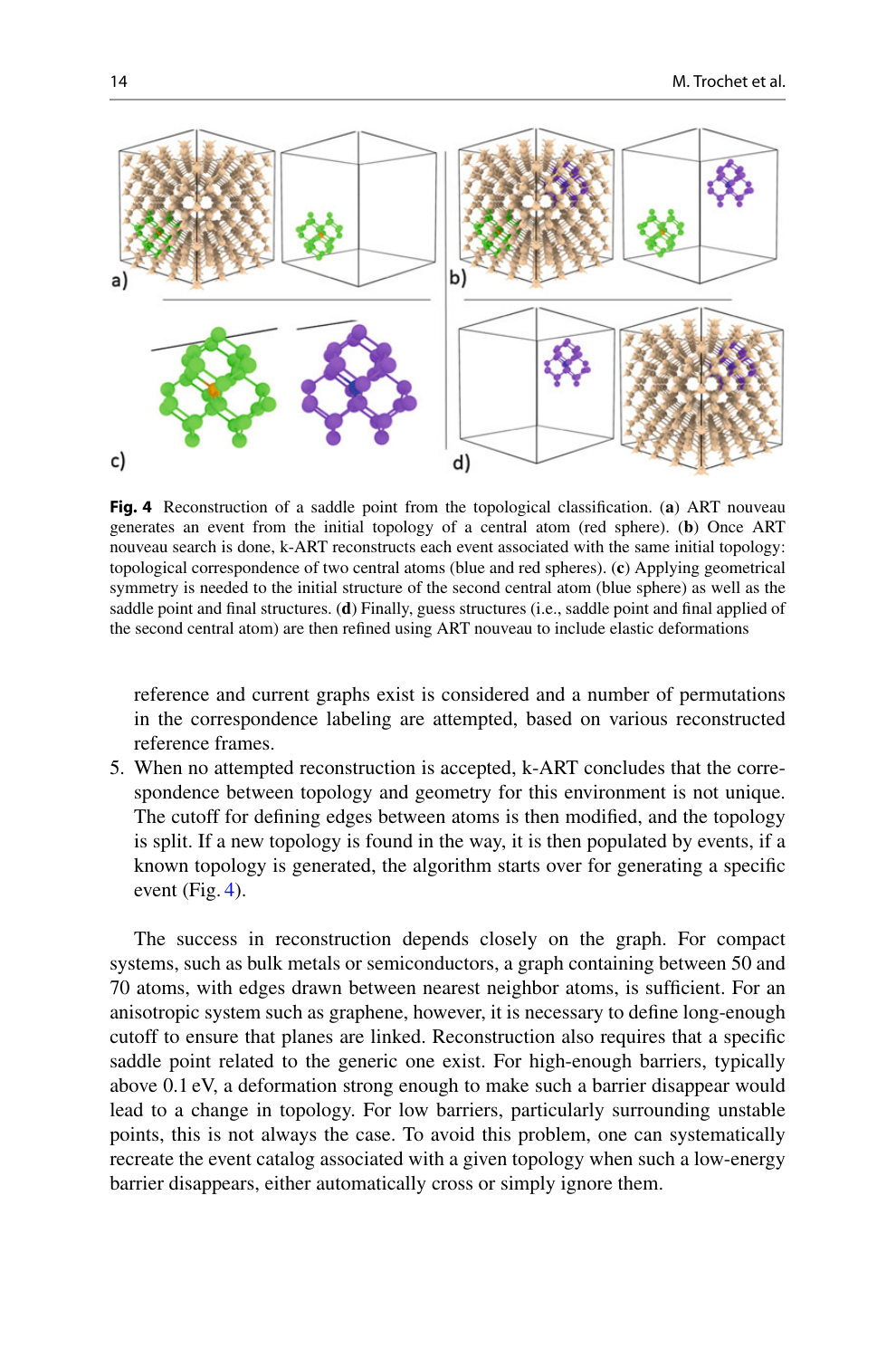**Fig. 4** Reconstruction of a saddle point from the topological classification. (**a**) ART nouveau generates an event from the initial topology of a central atom (red sphere). (**b**) Once ART nouveau search is done, k-ART reconstructs each event associated with the same initial topology: topological correspondence of two central atoms (blue and red spheres). (**c**) Applying geometrical symmetry is needed to the initial structure of the second central atom (blue sphere) as well as the saddle point and final structures. (**d**) Finally, guess structures (i.e., saddle point and final applied of the second central atom) are then refined using ART nouveau to include elastic deformations

reference and current graphs exist is considered and a number of permutations in the correspondence labeling are attempted, based on various reconstructed reference frames.

5. When no attempted reconstruction is accepted, k-ART concludes that the correspondence between topology and geometry for this environment is not unique. The cutoff for defining edges between atoms is then modified, and the topology is split. If a new topology is found in the way, it is then populated by events, if a known topology is generated, the algorithm starts over for generating a specific event (Fig. 4).

The success in reconstruction depends closely on the graph. For compact systems, such as bulk metals or semiconductors, a graph containing between 50 and 70 atoms, with edges drawn between nearest neighbor atoms, is sufficient. For an anisotropic system such as graphene, however, it is necessary to define long-enough cutoff to ensure that planes are linked. Reconstruction also requires that a specific saddle point related to the generic one exist. For high-enough barriers, typically above 0.1 eV, a deformation strong enough to make such a barrier disappear would lead to a change in topology. For low barriers, particularly surrounding unstable points, this is not always the case. To avoid this problem, one can systematically recreate the event catalog associated with a given topology when such a low-energy barrier disappears, either automatically cross or simply ignore them.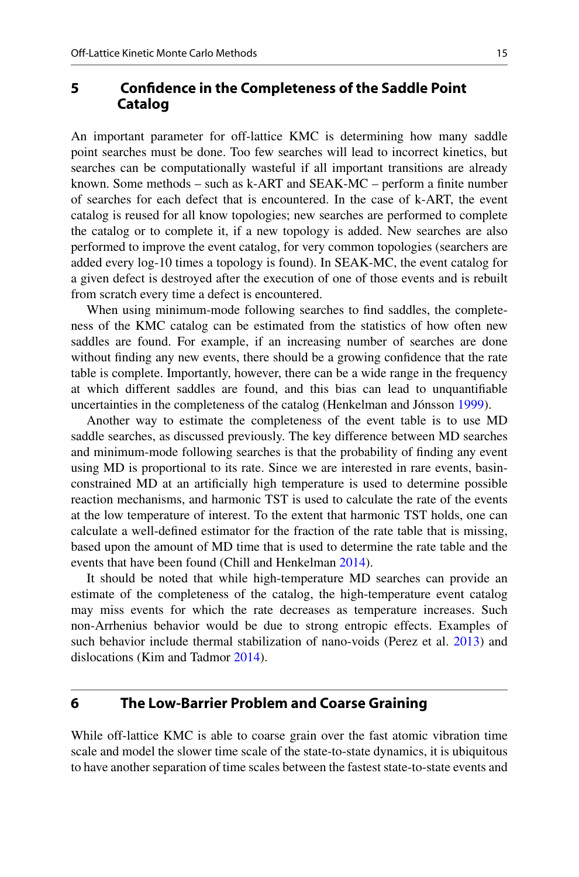## 5 Confidence in the Completeness of the Saddle Point Catalog

An important parameter for off-lattice KMC is determining how many saddle point searches must be done. Too few searches will lead to incorrect kinetics, but searches can be computationally wasteful if all important transitions are already known. Some methods – such as k-ART and SEAK-MC – perform a finite number of searches for each defect that is encountered. In the case of k-ART, the event catalog is reused for all know topologies; new searches are performed to complete the catalog or to complete it, if a new topology is added. New searches are also performed to improve the event catalog, for very common topologies (searchers are added every log-10 times a topology is found). In SEAK-MC, the event catalog for a given defect is destroyed after the execution of one of those events and is rebuilt from scratch every time a defect is encountered.

When using minimum-mode following searches to find saddles, the completeness of the KMC catalog can be estimated from the statistics of how often new saddles are found. For example, if an increasing number of searches are done without finding any new events, there should be a growing confidence that the rate table is complete. Importantly, however, there can be a wide range in the frequency at which different saddles are found, and this bias can lead to unquantifiable uncertainties in the completeness of the catalog (Henkelman and Jónsson 1999).

Another way to estimate the completeness of the event table is to use MD saddle searches, as discussed previously. The key difference between MD searches and minimum-mode following searches is that the probability of finding any event using MD is proportional to its rate. Since we are interested in rare events, basin-constrained MD at an artificially high temperature is used to determine possible reaction mechanisms, and harmonic TST is used to calculate the rate of the events at the low temperature of interest. To the extent that harmonic TST holds, one can calculate a well-defined estimator for the fraction of the rate table that is missing, based upon the amount of MD time that is used to determine the rate table and the events that have been found (Chill and Henkelman 2014).

It should be noted that while high-temperature MD searches can provide an estimate of the completeness of the catalog, the high-temperature event catalog may miss events for which the rate decreases as temperature increases. Such non-Arrhenius behavior would be due to strong entropic effects. Examples of such behavior include thermal stabilization of nano-voids (Perez et al. 2013) and dislocations (Kim and Tadmor 2014).

## 6 The Low-Barrier Problem and Coarse Graining

While off-lattice KMC is able to coarse grain over the fast atomic vibration time scale and model the slower time scale of the state-to-state dynamics, it is ubiquitous to have another separation of time scales between the fastest state-to-state events and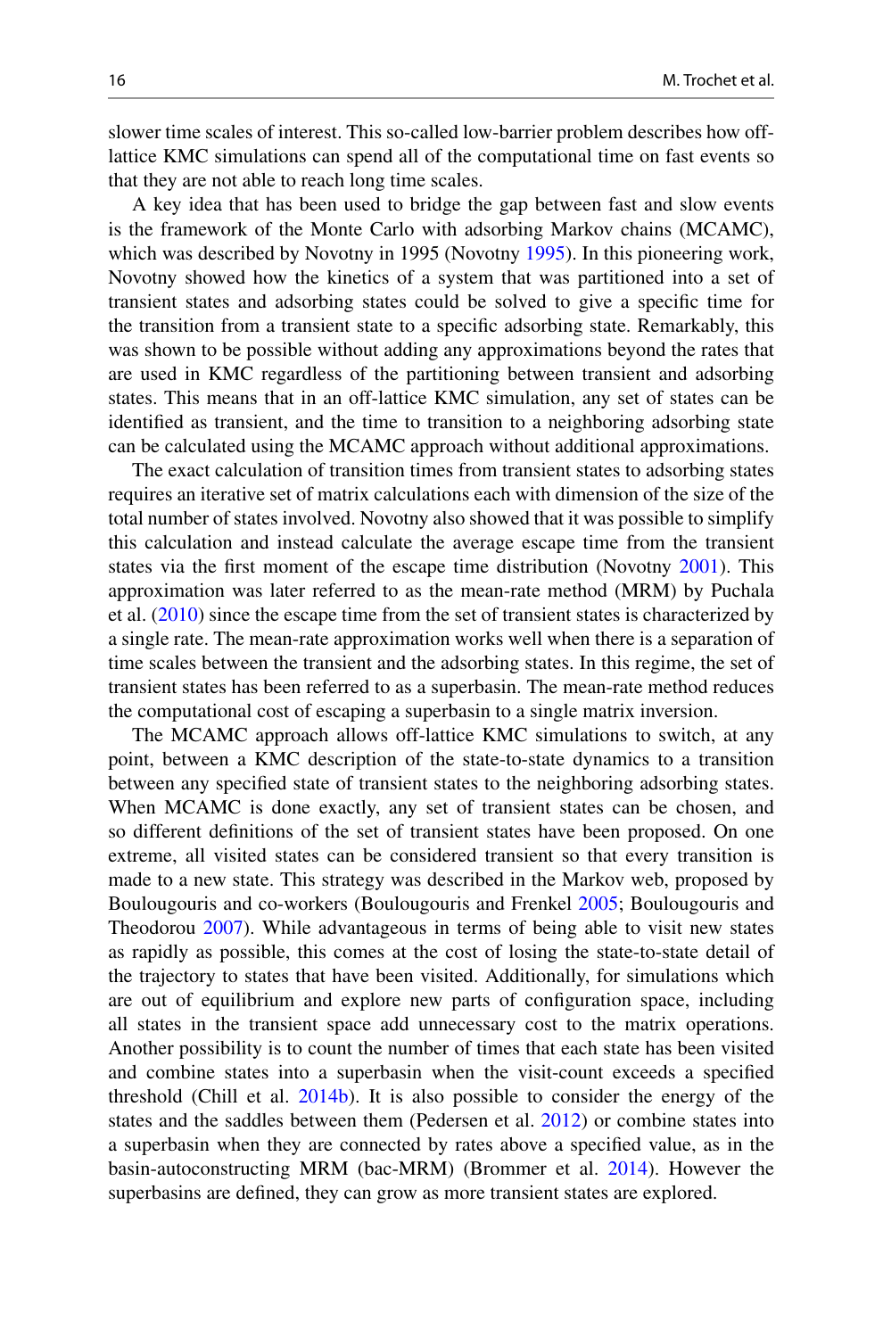slower time scales of interest. This so-called low-barrier problem describes how off-lattice KMC simulations can spend all of the computational time on fast events so that they are not able to reach long time scales.

A key idea that has been used to bridge the gap between fast and slow events is the framework of the Monte Carlo with adsorbing Markov chains (MCAMC), which was described by Novotny in 1995 (Novotny 1995). In this pioneering work, Novotny showed how the kinetics of a system that was partitioned into a set of transient states and adsorbing states could be solved to give a specific time for the transition from a transient state to a specific adsorbing state. Remarkably, this was shown to be possible without adding any approximations beyond the rates that are used in KMC regardless of the partitioning between transient and adsorbing states. This means that in an off-lattice KMC simulation, any set of states can be identified as transient, and the time to transition to a neighboring adsorbing state can be calculated using the MCAMC approach without additional approximations.

The exact calculation of transition times from transient states to adsorbing states requires an iterative set of matrix calculations each with dimension of the size of the total number of states involved. Novotny also showed that it was possible to simplify this calculation and instead calculate the average escape time from the transient states via the first moment of the escape time distribution (Novotny 2001). This approximation was later referred to as the mean-rate method (MRM) by Puchala et al. (2010) since the escape time from the set of transient states is characterized by a single rate. The mean-rate approximation works well when there is a separation of time scales between the transient and the adsorbing states. In this regime, the set of transient states has been referred to as a superbasin. The mean-rate method reduces the computational cost of escaping a superbasin to a single matrix inversion.

The MCAMC approach allows off-lattice KMC simulations to switch, at any point, between a KMC description of the state-to-state dynamics to a transition between any specified state of transient states to the neighboring adsorbing states. When MCAMC is done exactly, any set of transient states can be chosen, and so different definitions of the set of transient states have been proposed. On one extreme, all visited states can be considered transient so that every transition is made to a new state. This strategy was described in the Markov web, proposed by Boulougouris and co-workers (Boulougouris and Frenkel 2005; Boulougouris and Theodorou 2007). While advantageous in terms of being able to visit new states as rapidly as possible, this comes at the cost of losing the state-to-state detail of the trajectory to states that have been visited. Additionally, for simulations which are out of equilibrium and explore new parts of configuration space, including all states in the transient space add unnecessary cost to the matrix operations. Another possibility is to count the number of times that each state has been visited and combine states into a superbasin when the visit-count exceeds a specified threshold (Chill et al. 2014b). It is also possible to consider the energy of the states and the saddles between them (Pedersen et al. 2012) or combine states into a superbasin when they are connected by rates above a specified value, as in the basin-autoconstructing MRM (bac-MRM) (Brommer et al. 2014). However the superbasins are defined, they can grow as more transient states are explored.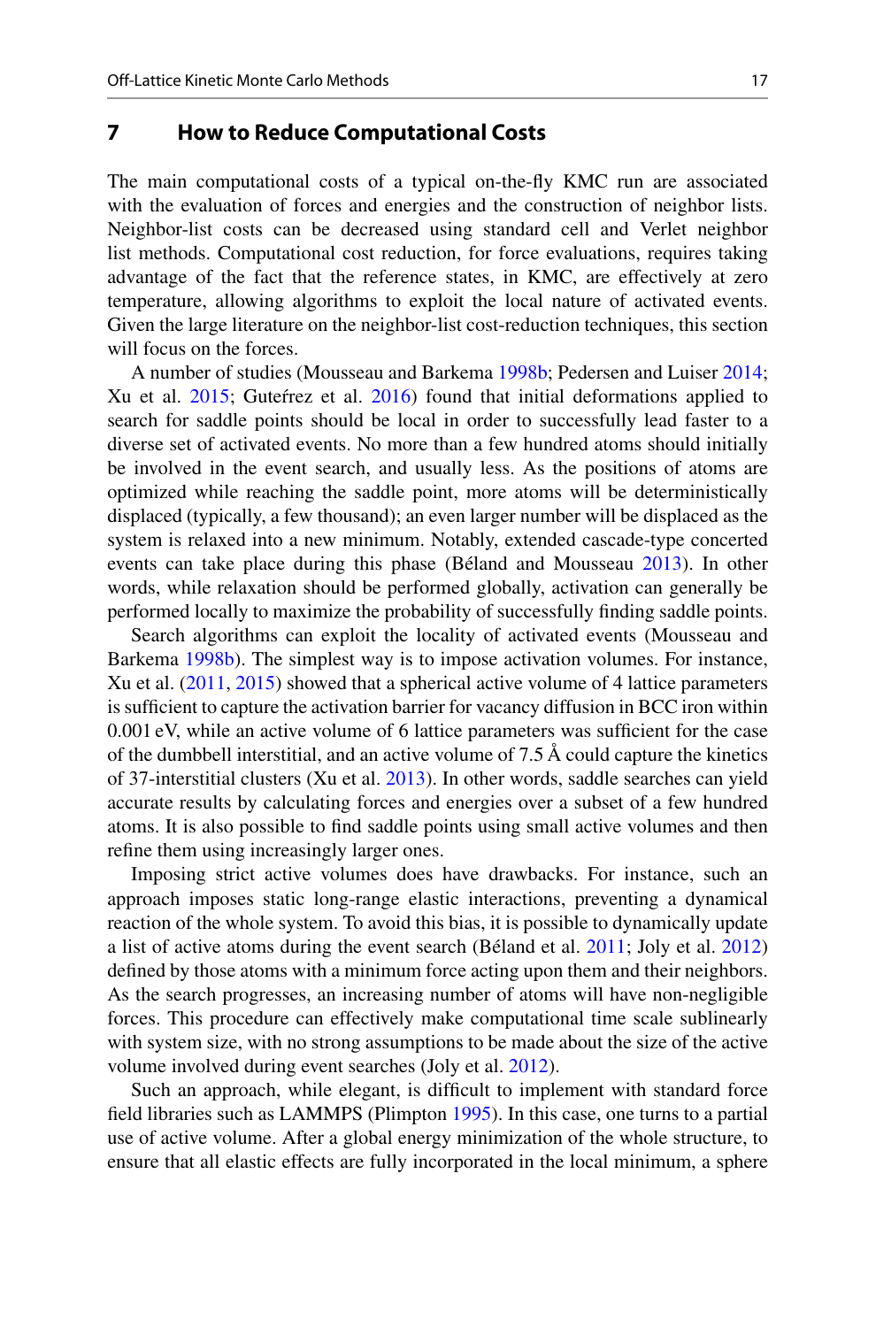## 7 How to Reduce Computational Costs

The main computational costs of a typical on-the-fly KMC run are associated with the evaluation of forces and energies and the construction of neighbor lists. Neighbor-list costs can be decreased using standard cell and Verlet neighbor list methods. Computational cost reduction, for force evaluations, requires taking advantage of the fact that the reference states, in KMC, are effectively at zero temperature, allowing algorithms to exploit the local nature of activated events. Given the large literature on the neighbor-list cost-reduction techniques, this section will focus on the forces.

A number of studies (Mousseau and Barkema 1998b; Pedersen and Luiser 2014; Xu et al. 2015; Guteŕrez et al. 2016) found that initial deformations applied to search for saddle points should be local in order to successfully lead faster to a diverse set of activated events. No more than a few hundred atoms should initially be involved in the event search, and usually less. As the positions of atoms are optimized while reaching the saddle point, more atoms will be deterministically displaced (typically, a few thousand); an even larger number will be displaced as the system is relaxed into a new minimum. Notably, extended cascade-type concerted events can take place during this phase (Béland and Mousseau 2013). In other words, while relaxation should be performed globally, activation can generally be performed locally to maximize the probability of successfully finding saddle points.

Search algorithms can exploit the locality of activated events (Mousseau and Barkema 1998b). The simplest way is to impose activation volumes. For instance, Xu et al. (2011, 2015) showed that a spherical active volume of 4 lattice parameters is sufficient to capture the activation barrier for vacancy diffusion in BCC iron within 0.001 eV, while an active volume of 6 lattice parameters was sufficient for the case of the dumbbell interstitial, and an active volume of 7.5 Å could capture the kinetics of 37-interstitial clusters (Xu et al. 2013). In other words, saddle searches can yield accurate results by calculating forces and energies over a subset of a few hundred atoms. It is also possible to find saddle points using small active volumes and then refine them using increasingly larger ones.

Imposing strict active volumes does have drawbacks. For instance, such an approach imposes static long-range elastic interactions, preventing a dynamical reaction of the whole system. To avoid this bias, it is possible to dynamically update a list of active atoms during the event search (Béland et al. 2011; Joly et al. 2012) defined by those atoms with a minimum force acting upon them and their neighbors. As the search progresses, an increasing number of atoms will have non-negligible forces. This procedure can effectively make computational time scale sublinearly with system size, with no strong assumptions to be made about the size of the active volume involved during event searches (Joly et al. 2012).

Such an approach, while elegant, is difficult to implement with standard force field libraries such as LAMMPS (Plimpton 1995). In this case, one turns to a partial use of active volume. After a global energy minimization of the whole structure, to ensure that all elastic effects are fully incorporated in the local minimum, a sphere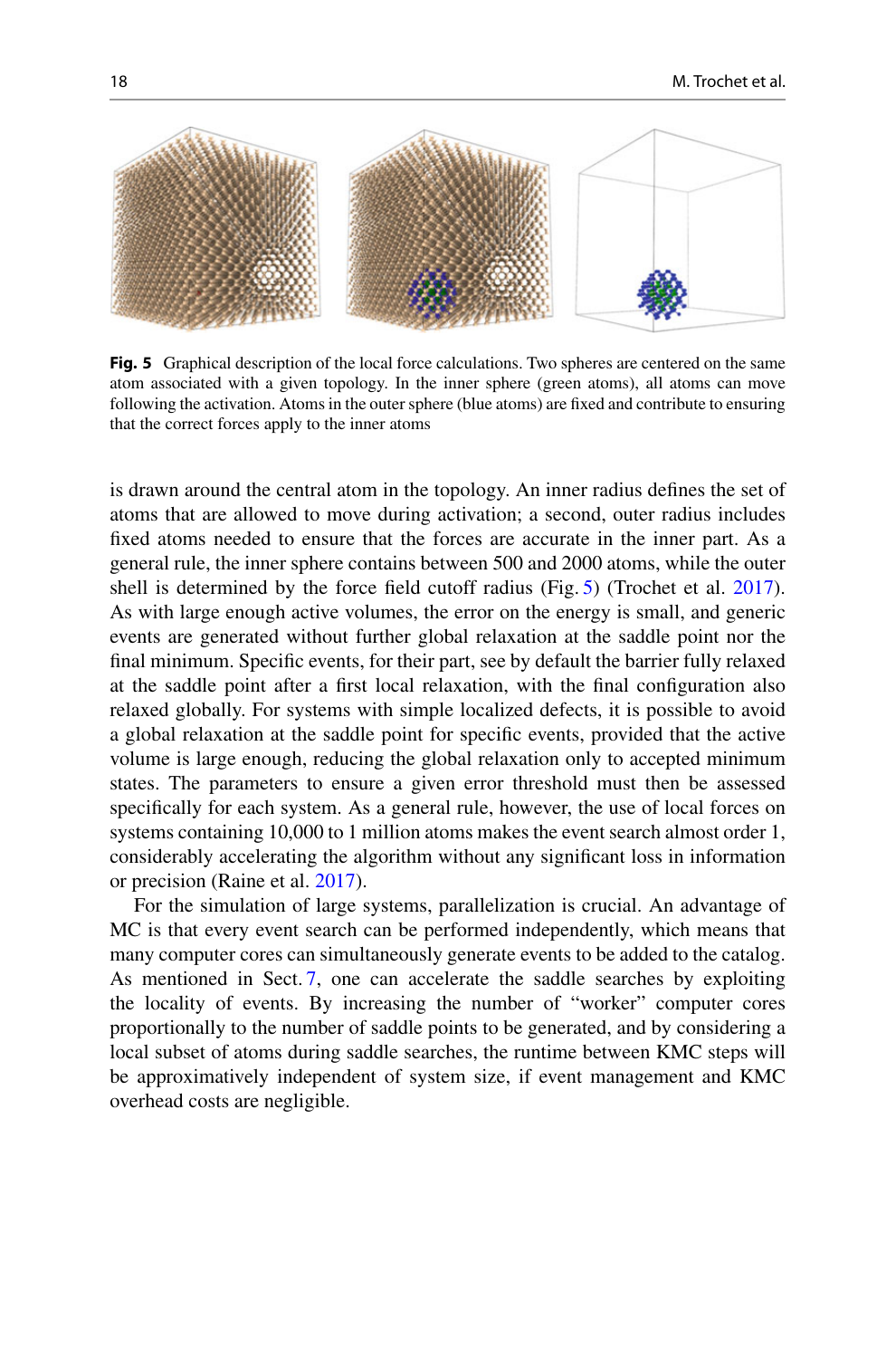**Fig. 5** Graphical description of the local force calculations. Two spheres are centered on the same atom associated with a given topology. In the inner sphere (green atoms), all atoms can move following the activation. Atoms in the outer sphere (blue atoms) are fixed and contribute to ensuring that the correct forces apply to the inner atoms

is drawn around the central atom in the topology. An inner radius defines the set of atoms that are allowed to move during activation; a second, outer radius includes fixed atoms needed to ensure that the forces are accurate in the inner part. As a general rule, the inner sphere contains between 500 and 2000 atoms, while the outer shell is determined by the force field cutoff radius (Fig. 5) (Trochet et al. 2017). As with large enough active volumes, the error on the energy is small, and generic events are generated without further global relaxation at the saddle point nor the final minimum. Specific events, for their part, see by default the barrier fully relaxed at the saddle point after a first local relaxation, with the final configuration also relaxed globally. For systems with simple localized defects, it is possible to avoid a global relaxation at the saddle point for specific events, provided that the active volume is large enough, reducing the global relaxation only to accepted minimum states. The parameters to ensure a given error threshold must then be assessed specifically for each system. As a general rule, however, the use of local forces on systems containing 10,000 to 1 million atoms makes the event search almost order 1, considerably accelerating the algorithm without any significant loss in information or precision (Raine et al. 2017).

For the simulation of large systems, parallelization is crucial. An advantage of MC is that every event search can be performed independently, which means that many computer cores can simultaneously generate events to be added to the catalog. As mentioned in Sect. 7, one can accelerate the saddle searches by exploiting the locality of events. By increasing the number of "worker" computer cores proportionally to the number of saddle points to be generated, and by considering a local subset of atoms during saddle searches, the runtime between KMC steps will be approximatively independent of system size, if event management and KMC overhead costs are negligible.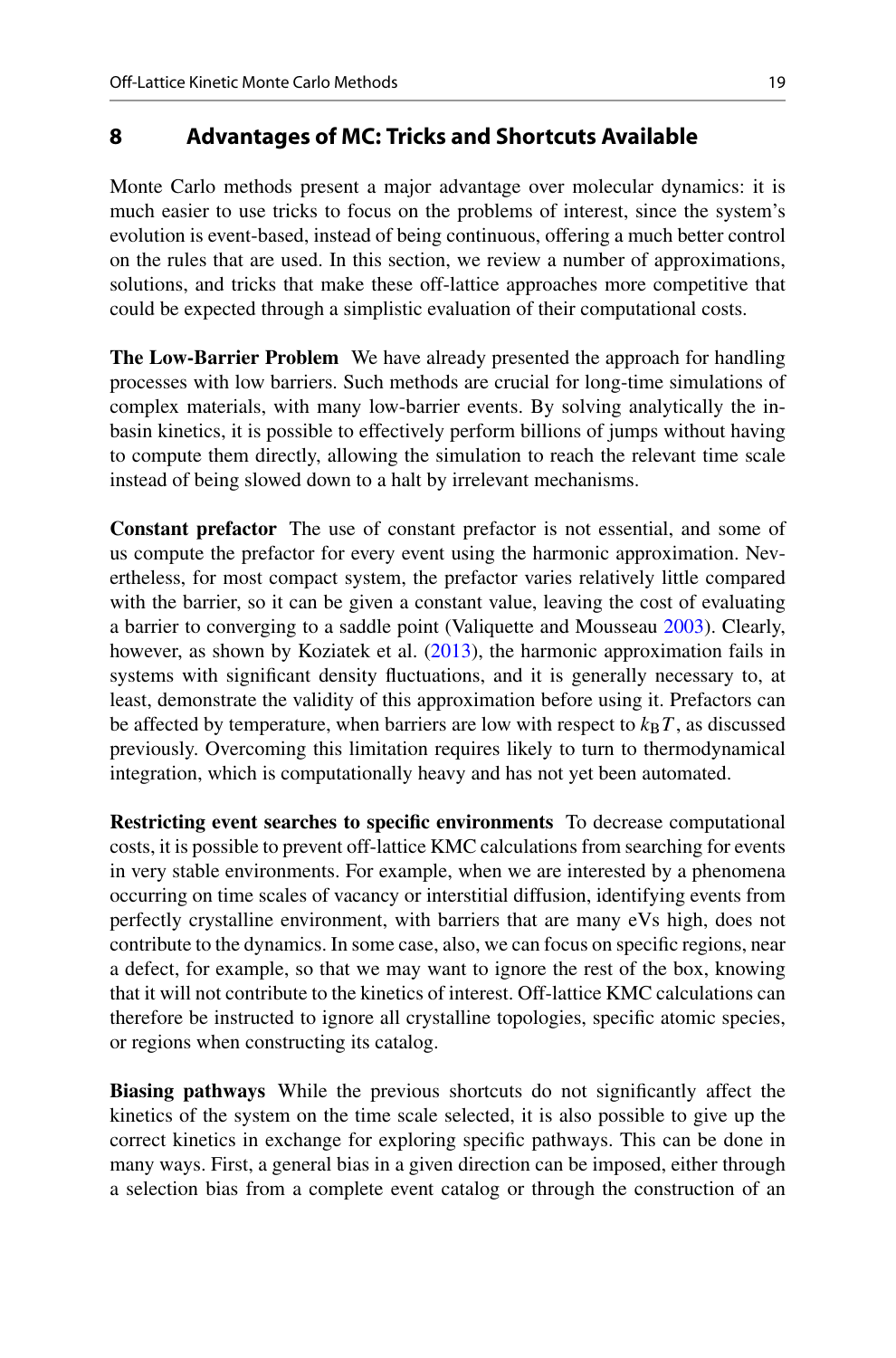## 8 Advantages of MC: Tricks and Shortcuts Available

Monte Carlo methods present a major advantage over molecular dynamics: it is much easier to use tricks to focus on the problems of interest, since the system's evolution is event-based, instead of being continuous, offering a much better control on the rules that are used. In this section, we review a number of approximations, solutions, and tricks that make these off-lattice approaches more competitive that could be expected through a simplistic evaluation of their computational costs.

**The Low-Barrier Problem** We have already presented the approach for handling processes with low barriers. Such methods are crucial for long-time simulations of complex materials, with many low-barrier events. By solving analytically the in-basin kinetics, it is possible to effectively perform billions of jumps without having to compute them directly, allowing the simulation to reach the relevant time scale instead of being slowed down to a halt by irrelevant mechanisms.

**Constant prefactor** The use of constant prefactor is not essential, and some of us compute the prefactor for every event using the harmonic approximation. Nevertheless, for most compact system, the prefactor varies relatively little compared with the barrier, so it can be given a constant value, leaving the cost of evaluating a barrier to converging to a saddle point (Valiquette and Mousseau 2003). Clearly, however, as shown by Koziatek et al. (2013), the harmonic approximation fails in systems with significant density fluctuations, and it is generally necessary to, at least, demonstrate the validity of this approximation before using it. Prefactors can be affected by temperature, when barriers are low with respect to $k_B T$, as discussed previously. Overcoming this limitation requires likely to turn to thermodynamical integration, which is computationally heavy and has not yet been automated.

**Restricting event searches to specific environments** To decrease computational costs, it is possible to prevent off-lattice KMC calculations from searching for events in very stable environments. For example, when we are interested by a phenomena occurring on time scales of vacancy or interstitial diffusion, identifying events from perfectly crystalline environment, with barriers that are many eVs high, does not contribute to the dynamics. In some case, also, we can focus on specific regions, near a defect, for example, so that we may want to ignore the rest of the box, knowing that it will not contribute to the kinetics of interest. Off-lattice KMC calculations can therefore be instructed to ignore all crystalline topologies, specific atomic species, or regions when constructing its catalog.

**Biasing pathways** While the previous shortcuts do not significantly affect the kinetics of the system on the time scale selected, it is also possible to give up the correct kinetics in exchange for exploring specific pathways. This can be done in many ways. First, a general bias in a given direction can be imposed, either through a selection bias from a complete event catalog or through the construction of an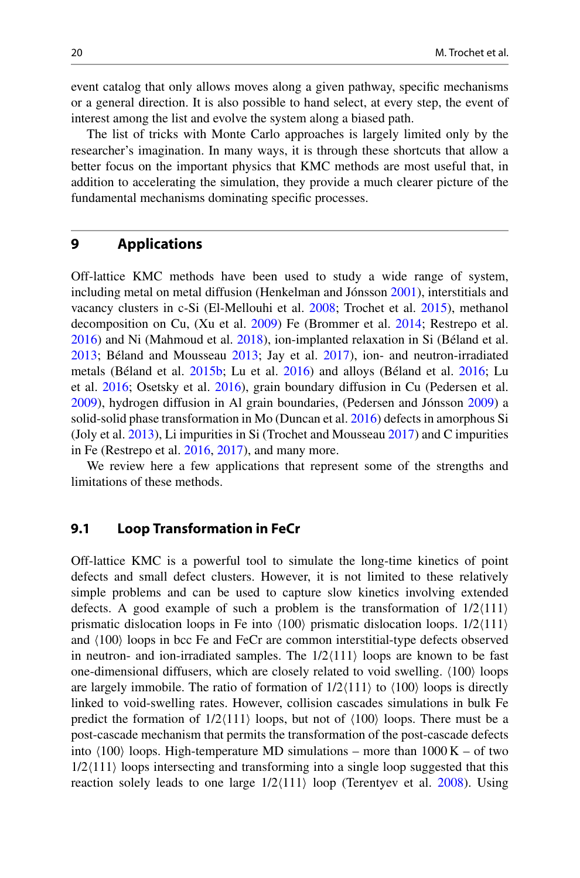event catalog that only allows moves along a given pathway, specific mechanisms or a general direction. It is also possible to hand select, at every step, the event of interest among the list and evolve the system along a biased path.

The list of tricks with Monte Carlo approaches is largely limited only by the researcher's imagination. In many ways, it is through these shortcuts that allow a better focus on the important physics that KMC methods are most useful that, in addition to accelerating the simulation, they provide a much clearer picture of the fundamental mechanisms dominating specific processes.

## 9 Applications

Off-lattice KMC methods have been used to study a wide range of system, including metal on metal diffusion (Henkelman and Jónsson 2001), interstitials and vacancy clusters in c-Si (El-Mellouhi et al. 2008; Trochet et al. 2015), methanol decomposition on Cu, (Xu et al. 2009) Fe (Brommer et al. 2014; Restrepo et al. 2016) and Ni (Mahmoud et al. 2018), ion-implanted relaxation in Si (Béland et al. 2013; Béland and Mousseau 2013; Jay et al. 2017), ion- and neutron-irradiated metals (Béland et al. 2015b; Lu et al. 2016) and alloys (Béland et al. 2016; Lu et al. 2016; Osetsky et al. 2016), grain boundary diffusion in Cu (Pedersen et al. 2009), hydrogen diffusion in Al grain boundaries, (Pedersen and Jónsson 2009) a solid-solid phase transformation in Mo (Duncan et al. 2016) defects in amorphous Si (Joly et al. 2013), Li impurities in Si (Trochet and Mousseau 2017) and C impurities in Fe (Restrepo et al. 2016, 2017), and many more.

We review here a few applications that represent some of the strengths and limitations of these methods.

### 9.1 Loop Transformation in FeCr

Off-lattice KMC is a powerful tool to simulate the long-time kinetics of point defects and small defect clusters. However, it is not limited to these relatively simple problems and can be used to capture slow kinetics involving extended defects. A good example of such a problem is the transformation of $1/2\langle 111\rangle$ prismatic dislocation loops in Fe into $\langle 100\rangle$ prismatic dislocation loops. $1/2\langle 111\rangle$ and $\langle 100\rangle$ loops in bcc Fe and FeCr are common interstitial-type defects observed in neutron- and ion-irradiated samples. The $1/2\langle 111\rangle$ loops are known to be fast one-dimensional diffusers, which are closely related to void swelling. $\langle 100\rangle$ loops are largely immobile. The ratio of formation of $1/2\langle 111\rangle$ to $\langle 100\rangle$ loops is directly linked to void-swelling rates. However, collision cascades simulations in bulk Fe predict the formation of $1/2\langle 111\rangle$ loops, but not of $\langle 100\rangle$ loops. There must be a post-cascade mechanism that permits the transformation of the post-cascade defects into $\langle 100\rangle$ loops. High-temperature MD simulations – more than 1000 K – of two $1/2\langle 111\rangle$ loops intersecting and transforming into a single loop suggested that this reaction solely leads to one large $1/2\langle 111\rangle$ loop (Terentyev et al. 2008). Using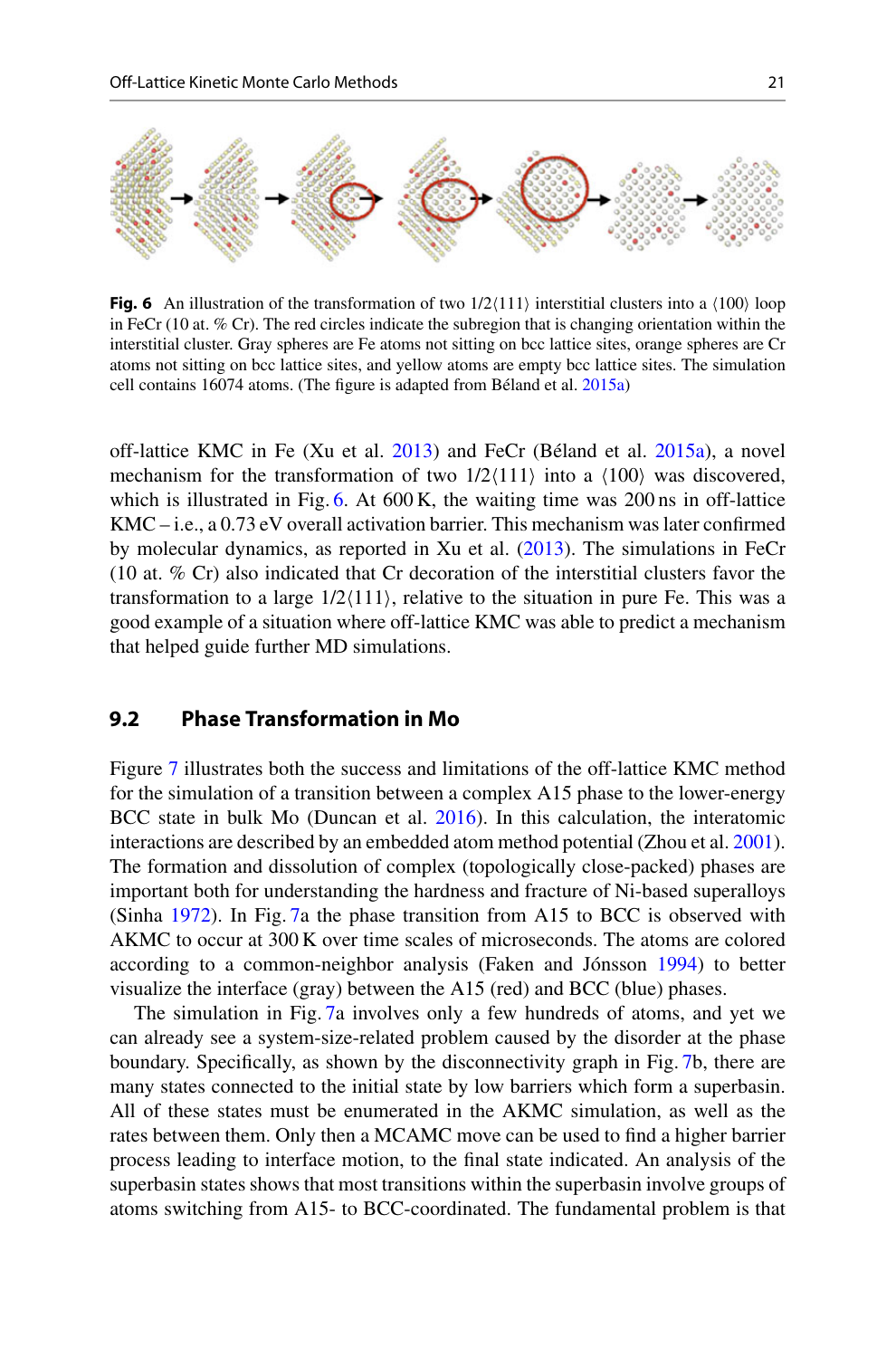**Fig. 6** An illustration of the transformation of two 1/2⟨111⟩ interstitial clusters into a ⟨100⟩ loop in FeCr (10 at. % Cr). The red circles indicate the subregion that is changing orientation within the interstitial cluster. Gray spheres are Fe atoms not sitting on bcc lattice sites, orange spheres are Cr atoms not sitting on bcc lattice sites, and yellow atoms are empty bcc lattice sites. The simulation cell contains 16074 atoms. (The figure is adapted from Béland et al. 2015a)

off-lattice KMC in Fe (Xu et al. 2013) and FeCr (Béland et al. 2015a), a novel mechanism for the transformation of two 1/2⟨111⟩ into a ⟨100⟩ was discovered, which is illustrated in Fig. 6. At 600 K, the waiting time was 200 ns in off-lattice KMC – i.e., a 0.73 eV overall activation barrier. This mechanism was later confirmed by molecular dynamics, as reported in Xu et al. (2013). The simulations in FeCr (10 at. % Cr) also indicated that Cr decoration of the interstitial clusters favor the transformation to a large 1/2⟨111⟩, relative to the situation in pure Fe. This was a good example of a situation where off-lattice KMC was able to predict a mechanism that helped guide further MD simulations.

## 9.2 Phase Transformation in Mo

Figure 7 illustrates both the success and limitations of the off-lattice KMC method for the simulation of a transition between a complex A15 phase to the lower-energy BCC state in bulk Mo (Duncan et al. 2016). In this calculation, the interatomic interactions are described by an embedded atom method potential (Zhou et al. 2001). The formation and dissolution of complex (topologically close-packed) phases are important both for understanding the hardness and fracture of Ni-based superalloys (Sinha 1972). In Fig. 7a the phase transition from A15 to BCC is observed with AKMC to occur at 300 K over time scales of microseconds. The atoms are colored according to a common-neighbor analysis (Faken and Jónsson 1994) to better visualize the interface (gray) between the A15 (red) and BCC (blue) phases.

The simulation in Fig. 7a involves only a few hundreds of atoms, and yet we can already see a system-size-related problem caused by the disorder at the phase boundary. Specifically, as shown by the disconnectivity graph in Fig. 7b, there are many states connected to the initial state by low barriers which form a superbasin. All of these states must be enumerated in the AKMC simulation, as well as the rates between them. Only then a MCAMC move can be used to find a higher barrier process leading to interface motion, to the final state indicated. An analysis of the superbasin states shows that most transitions within the superbasin involve groups of atoms switching from A15- to BCC-coordinated. The fundamental problem is that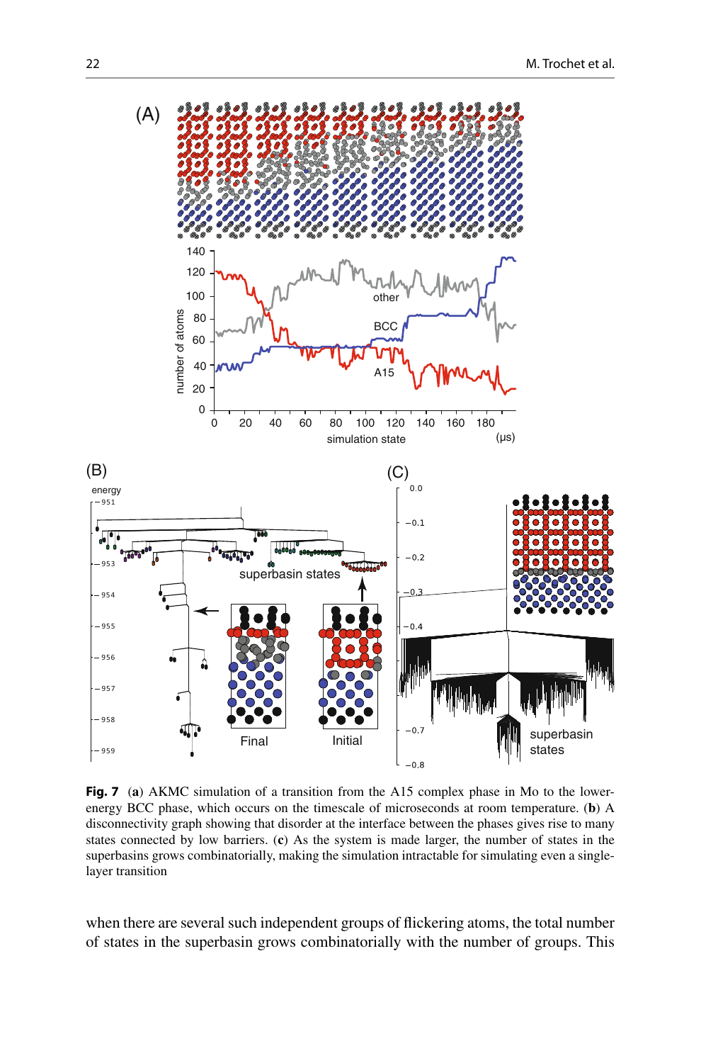**Fig. 7** (**a**) AKMC simulation of a transition from the A15 complex phase in Mo to the lower-energy BCC phase, which occurs on the timescale of microseconds at room temperature. (**b**) A disconnectivity graph showing that disorder at the interface between the phases gives rise to many states connected by low barriers. (**c**) As the system is made larger, the number of states in the superbasins grows combinatorially, making the simulation intractable for simulating even a single-layer transition

when there are several such independent groups of flickering atoms, the total number of states in the superbasin grows combinatorially with the number of groups. This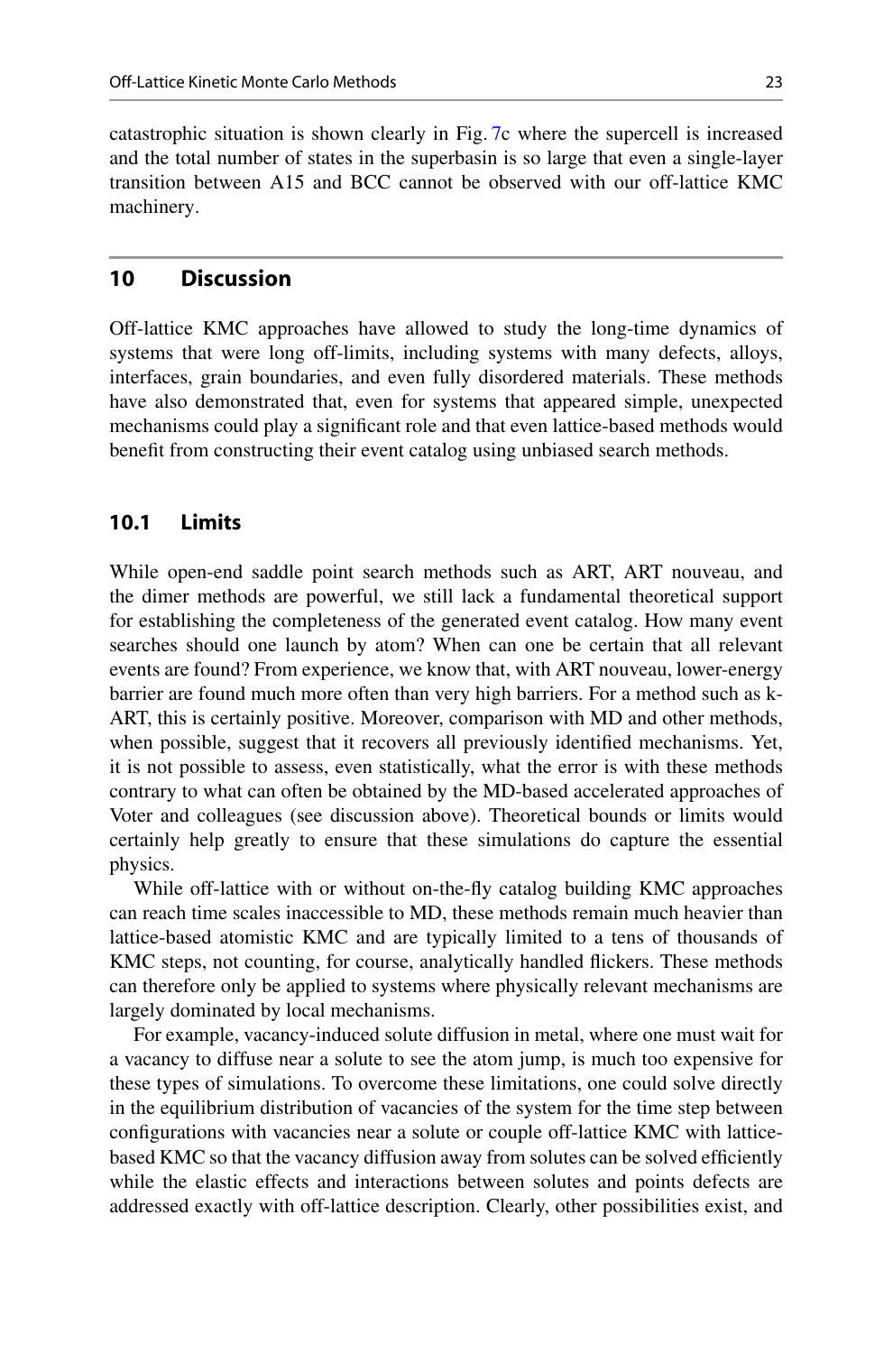catastrophic situation is shown clearly in Fig. 7c where the supercell is increased and the total number of states in the superbasin is so large that even a single-layer transition between A15 and BCC cannot be observed with our off-lattice KMC machinery.

## 10 Discussion

Off-lattice KMC approaches have allowed to study the long-time dynamics of systems that were long off-limits, including systems with many defects, alloys, interfaces, grain boundaries, and even fully disordered materials. These methods have also demonstrated that, even for systems that appeared simple, unexpected mechanisms could play a significant role and that even lattice-based methods would benefit from constructing their event catalog using unbiased search methods.

### 10.1 Limits

While open-end saddle point search methods such as ART, ART nouveau, and the dimer methods are powerful, we still lack a fundamental theoretical support for establishing the completeness of the generated event catalog. How many event searches should one launch by atom? When can one be certain that all relevant events are found? From experience, we know that, with ART nouveau, lower-energy barrier are found much more often than very high barriers. For a method such as k-ART, this is certainly positive. Moreover, comparison with MD and other methods, when possible, suggest that it recovers all previously identified mechanisms. Yet, it is not possible to assess, even statistically, what the error is with these methods contrary to what can often be obtained by the MD-based accelerated approaches of Voter and colleagues (see discussion above). Theoretical bounds or limits would certainly help greatly to ensure that these simulations do capture the essential physics.

While off-lattice with or without on-the-fly catalog building KMC approaches can reach time scales inaccessible to MD, these methods remain much heavier than lattice-based atomistic KMC and are typically limited to a tens of thousands of KMC steps, not counting, for course, analytically handled flickers. These methods can therefore only be applied to systems where physically relevant mechanisms are largely dominated by local mechanisms.

For example, vacancy-induced solute diffusion in metal, where one must wait for a vacancy to diffuse near a solute to see the atom jump, is much too expensive for these types of simulations. To overcome these limitations, one could solve directly in the equilibrium distribution of vacancies of the system for the time step between configurations with vacancies near a solute or couple off-lattice KMC with lattice-based KMC so that the vacancy diffusion away from solutes can be solved efficiently while the elastic effects and interactions between solutes and points defects are addressed exactly with off-lattice description. Clearly, other possibilities exist, and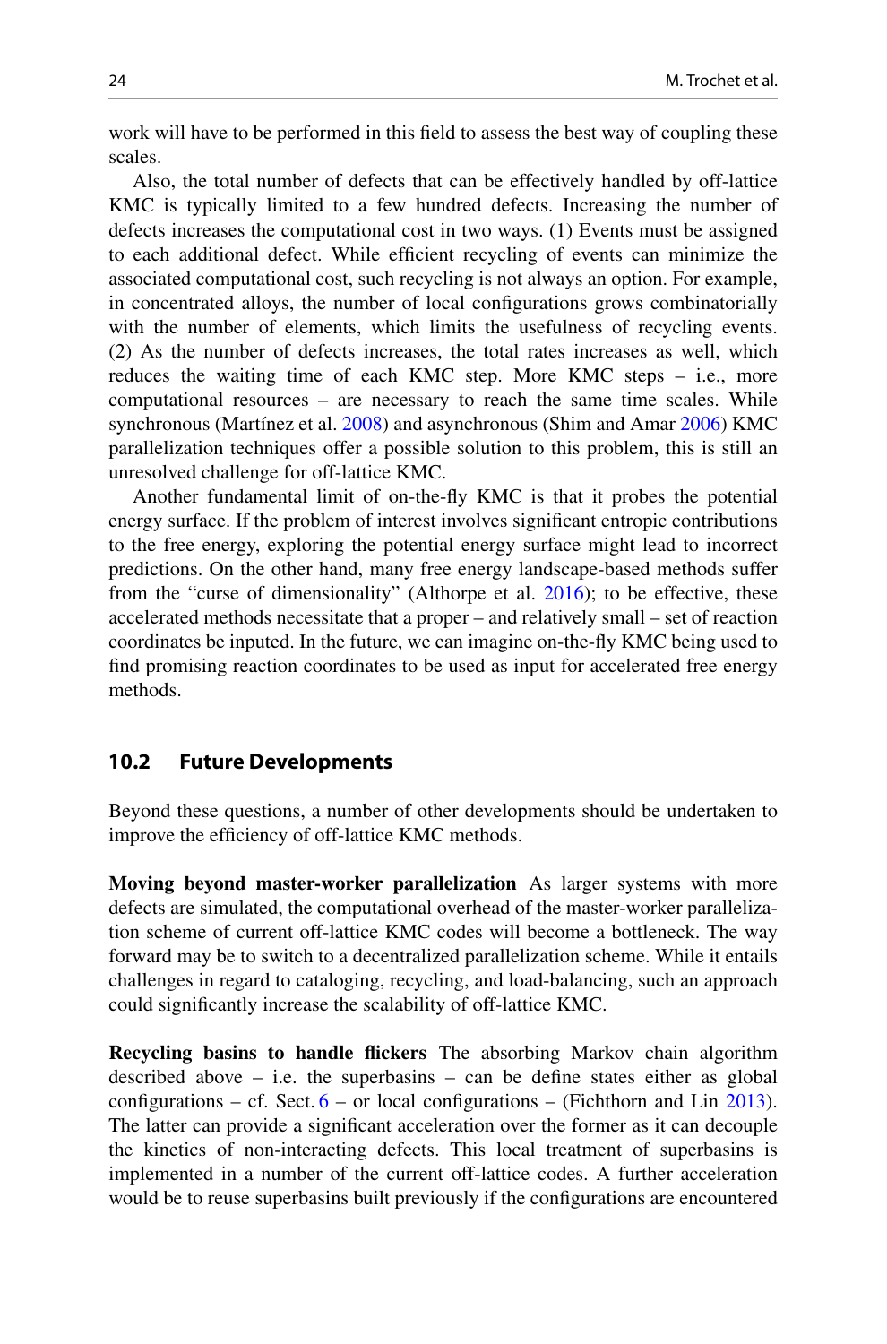work will have to be performed in this field to assess the best way of coupling these scales.

Also, the total number of defects that can be effectively handled by off-lattice KMC is typically limited to a few hundred defects. Increasing the number of defects increases the computational cost in two ways. (1) Events must be assigned to each additional defect. While efficient recycling of events can minimize the associated computational cost, such recycling is not always an option. For example, in concentrated alloys, the number of local configurations grows combinatorially with the number of elements, which limits the usefulness of recycling events. (2) As the number of defects increases, the total rates increases as well, which reduces the waiting time of each KMC step. More KMC steps – i.e., more computational resources – are necessary to reach the same time scales. While synchronous (Martínez et al. 2008) and asynchronous (Shim and Amar 2006) KMC parallelization techniques offer a possible solution to this problem, this is still an unresolved challenge for off-lattice KMC.

Another fundamental limit of on-the-fly KMC is that it probes the potential energy surface. If the problem of interest involves significant entropic contributions to the free energy, exploring the potential energy surface might lead to incorrect predictions. On the other hand, many free energy landscape-based methods suffer from the "curse of dimensionality" (Althorpe et al. 2016); to be effective, these accelerated methods necessitate that a proper – and relatively small – set of reaction coordinates be inputed. In the future, we can imagine on-the-fly KMC being used to find promising reaction coordinates to be used as input for accelerated free energy methods.

## 10.2 Future Developments

Beyond these questions, a number of other developments should be undertaken to improve the efficiency of off-lattice KMC methods.

**Moving beyond master-worker parallelization** As larger systems with more defects are simulated, the computational overhead of the master-worker parallelization scheme of current off-lattice KMC codes will become a bottleneck. The way forward may be to switch to a decentralized parallelization scheme. While it entails challenges in regard to cataloging, recycling, and load-balancing, such an approach could significantly increase the scalability of off-lattice KMC.

**Recycling basins to handle flickers** The absorbing Markov chain algorithm described above – i.e. the superbasins – can be define states either as global configurations – cf. Sect. 6 – or local configurations – (Fichthorn and Lin 2013). The latter can provide a significant acceleration over the former as it can decouple the kinetics of non-interacting defects. This local treatment of superbasins is implemented in a number of the current off-lattice codes. A further acceleration would be to reuse superbasins built previously if the configurations are encountered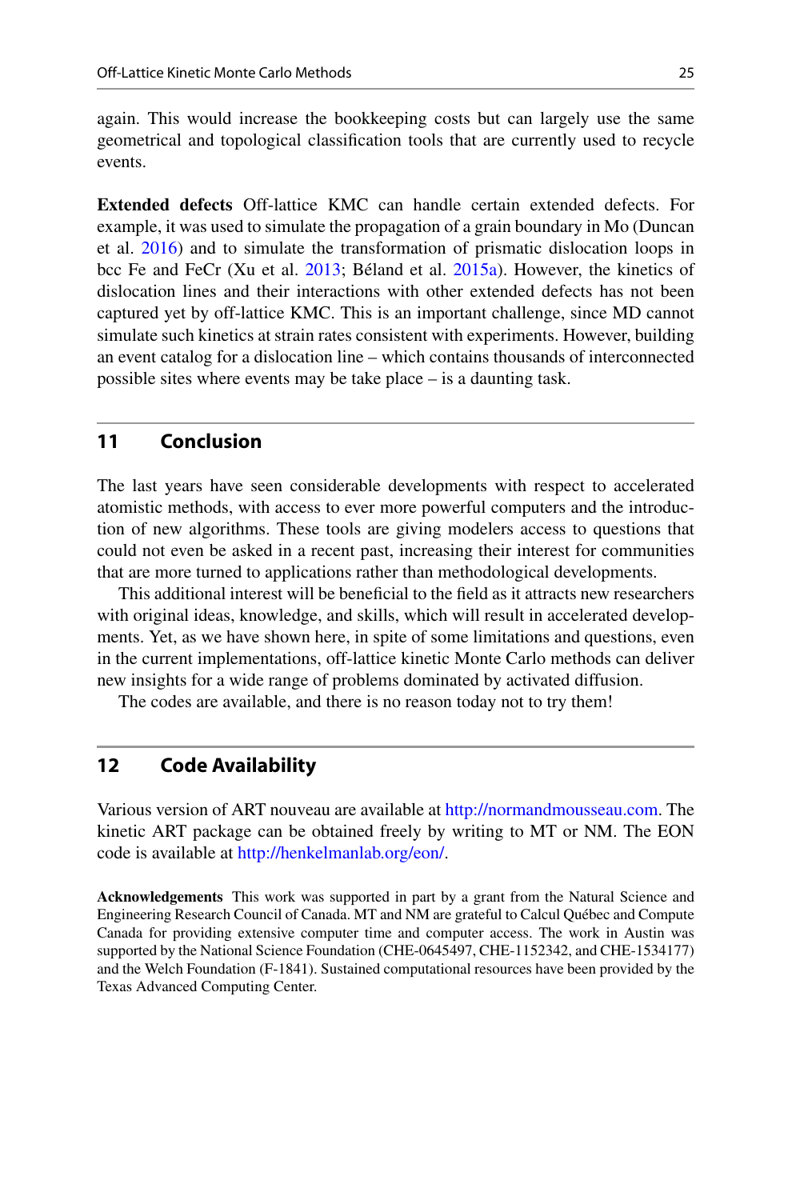again. This would increase the bookkeeping costs but can largely use the same geometrical and topological classification tools that are currently used to recycle events.

**Extended defects** Off-lattice KMC can handle certain extended defects. For example, it was used to simulate the propagation of a grain boundary in Mo (Duncan et al. 2016) and to simulate the transformation of prismatic dislocation loops in bcc Fe and FeCr (Xu et al. 2013; Béland et al. 2015a). However, the kinetics of dislocation lines and their interactions with other extended defects has not been captured yet by off-lattice KMC. This is an important challenge, since MD cannot simulate such kinetics at strain rates consistent with experiments. However, building an event catalog for a dislocation line – which contains thousands of interconnected possible sites where events may be take place – is a daunting task.

## 11 Conclusion

The last years have seen considerable developments with respect to accelerated atomistic methods, with access to ever more powerful computers and the introduction of new algorithms. These tools are giving modelers access to questions that could not even be asked in a recent past, increasing their interest for communities that are more turned to applications rather than methodological developments.

This additional interest will be beneficial to the field as it attracts new researchers with original ideas, knowledge, and skills, which will result in accelerated developments. Yet, as we have shown here, in spite of some limitations and questions, even in the current implementations, off-lattice kinetic Monte Carlo methods can deliver new insights for a wide range of problems dominated by activated diffusion.

The codes are available, and there is no reason today not to try them!

## 12 Code Availability

Various version of ART nouveau are available at http://normandmousseau.com. The kinetic ART package can be obtained freely by writing to MT or NM. The EON code is available at http://henkelmanlab.org/eon/.

**Acknowledgements** This work was supported in part by a grant from the Natural Science and Engineering Research Council of Canada. MT and NM are grateful to Calcul Québec and Compute Canada for providing extensive computer time and computer access. The work in Austin was supported by the National Science Foundation (CHE-0645497, CHE-1152342, and CHE-1534177) and the Welch Foundation (F-1841). Sustained computational resources have been provided by the Texas Advanced Computing Center.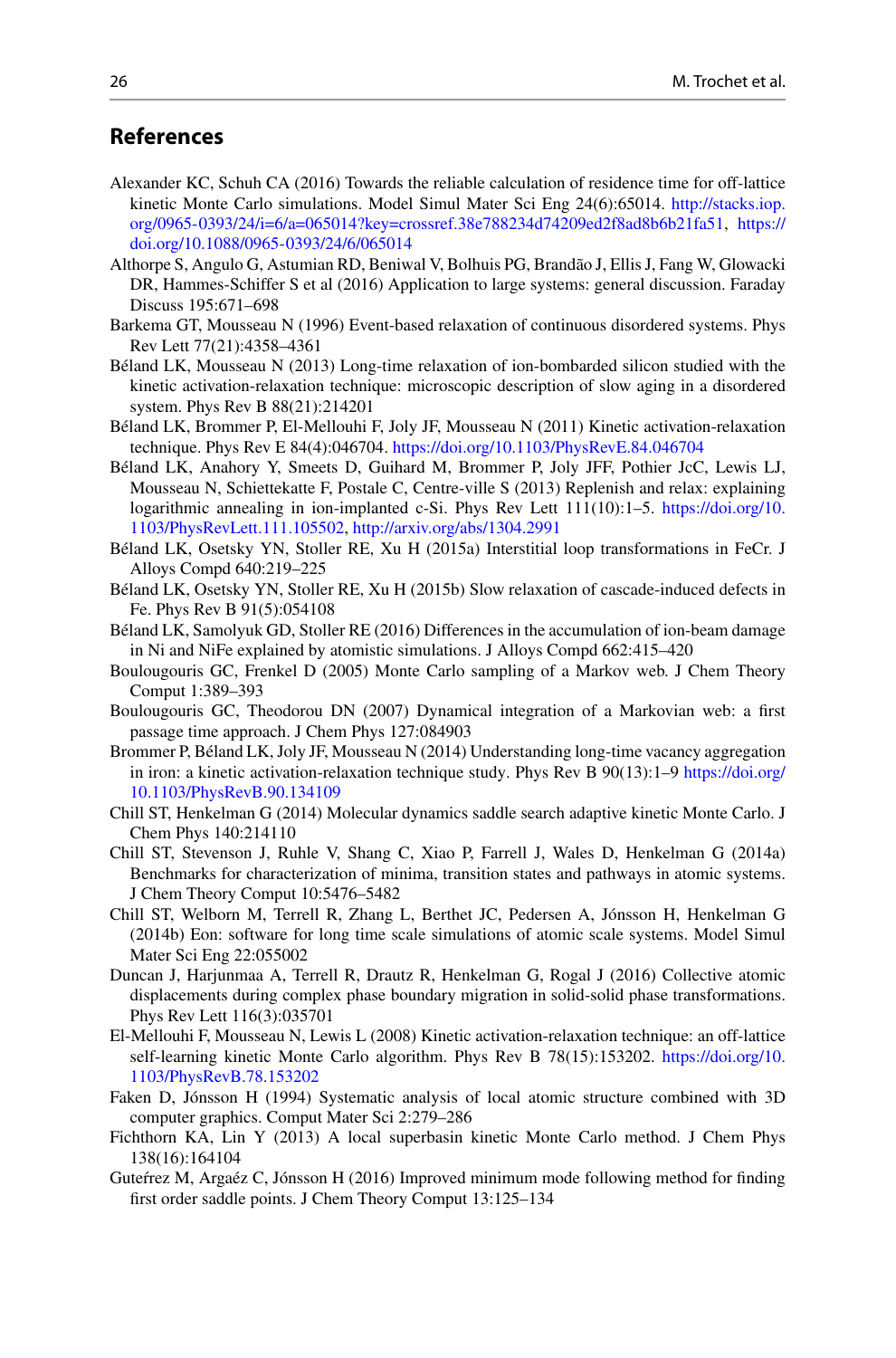## References

Alexander KC, Schuh CA (2016) Towards the reliable calculation of residence time for off-lattice kinetic Monte Carlo simulations. Model Simul Mater Sci Eng 24(6):65014. http://stacks.iop.org/0965-0393/24/i=6/a=065014?key=crossref.38e788234d74209ed2f8ad8b6b21fa51, https://doi.org/10.1088/0965-0393/24/6/065014

Althorpe S, Angulo G, Astumian RD, Beniwal V, Bolhuis PG, Brandão J, Ellis J, Fang W, Glowacki DR, Hammes-Schiffer S et al (2016) Application to large systems: general discussion. Faraday Discuss 195:671–698

Barkema GT, Mousseau N (1996) Event-based relaxation of continuous disordered systems. Phys Rev Lett 77(21):4358–4361

Béland LK, Mousseau N (2013) Long-time relaxation of ion-bombarded silicon studied with the kinetic activation-relaxation technique: microscopic description of slow aging in a disordered system. Phys Rev B 88(21):214201

Béland LK, Brommer P, El-Mellouhi F, Joly JF, Mousseau N (2011) Kinetic activation-relaxation technique. Phys Rev E 84(4):046704. https://doi.org/10.1103/PhysRevE.84.046704

Béland LK, Anahory Y, Smeets D, Guihard M, Brommer P, Joly JFF, Pothier JcC, Lewis LJ, Mousseau N, Schiettekatte F, Postale C, Centre-ville S (2013) Replenish and relax: explaining logarithmic annealing in ion-implanted c-Si. Phys Rev Lett 111(10):1–5. https://doi.org/10.1103/PhysRevLett.111.105502, http://arxiv.org/abs/1304.2991

Béland LK, Osetsky YN, Stoller RE, Xu H (2015a) Interstitial loop transformations in FeCr. J Alloys Compd 640:219–225

Béland LK, Osetsky YN, Stoller RE, Xu H (2015b) Slow relaxation of cascade-induced defects in Fe. Phys Rev B 91(5):054108

Béland LK, Samolyuk GD, Stoller RE (2016) Differences in the accumulation of ion-beam damage in Ni and NiFe explained by atomistic simulations. J Alloys Compd 662:415–420

Boulougouris GC, Frenkel D (2005) Monte Carlo sampling of a Markov web. J Chem Theory Comput 1:389–393

Boulougouris GC, Theodorou DN (2007) Dynamical integration of a Markovian web: a first passage time approach. J Chem Phys 127:084903

Brommer P, Béland LK, Joly JF, Mousseau N (2014) Understanding long-time vacancy aggregation in iron: a kinetic activation-relaxation technique study. Phys Rev B 90(13):1–9 https://doi.org/10.1103/PhysRevB.90.134109

Chill ST, Henkelman G (2014) Molecular dynamics saddle search adaptive kinetic Monte Carlo. J Chem Phys 140:214110

Chill ST, Stevenson J, Ruhle V, Shang C, Xiao P, Farrell J, Wales D, Henkelman G (2014a) Benchmarks for characterization of minima, transition states and pathways in atomic systems. J Chem Theory Comput 10:5476–5482

Chill ST, Welborn M, Terrell R, Zhang L, Berthet JC, Pedersen A, Jónsson H, Henkelman G (2014b) Eon: software for long time scale simulations of atomic scale systems. Model Simul Mater Sci Eng 22:055002

Duncan J, Harjunmaa A, Terrell R, Drautz R, Henkelman G, Rogal J (2016) Collective atomic displacements during complex phase boundary migration in solid-solid phase transformations. Phys Rev Lett 116(3):035701

El-Mellouhi F, Mousseau N, Lewis L (2008) Kinetic activation-relaxation technique: an off-lattice self-learning kinetic Monte Carlo algorithm. Phys Rev B 78(15):153202. https://doi.org/10.1103/PhysRevB.78.153202

Faken D, Jónsson H (1994) Systematic analysis of local atomic structure combined with 3D computer graphics. Comput Mater Sci 2:279–286

Fichthorn KA, Lin Y (2013) A local superbasin kinetic Monte Carlo method. J Chem Phys 138(16):164104

Guteŕrez M, Argaéz C, Jónsson H (2016) Improved minimum mode following method for finding first order saddle points. J Chem Theory Comput 13:125–134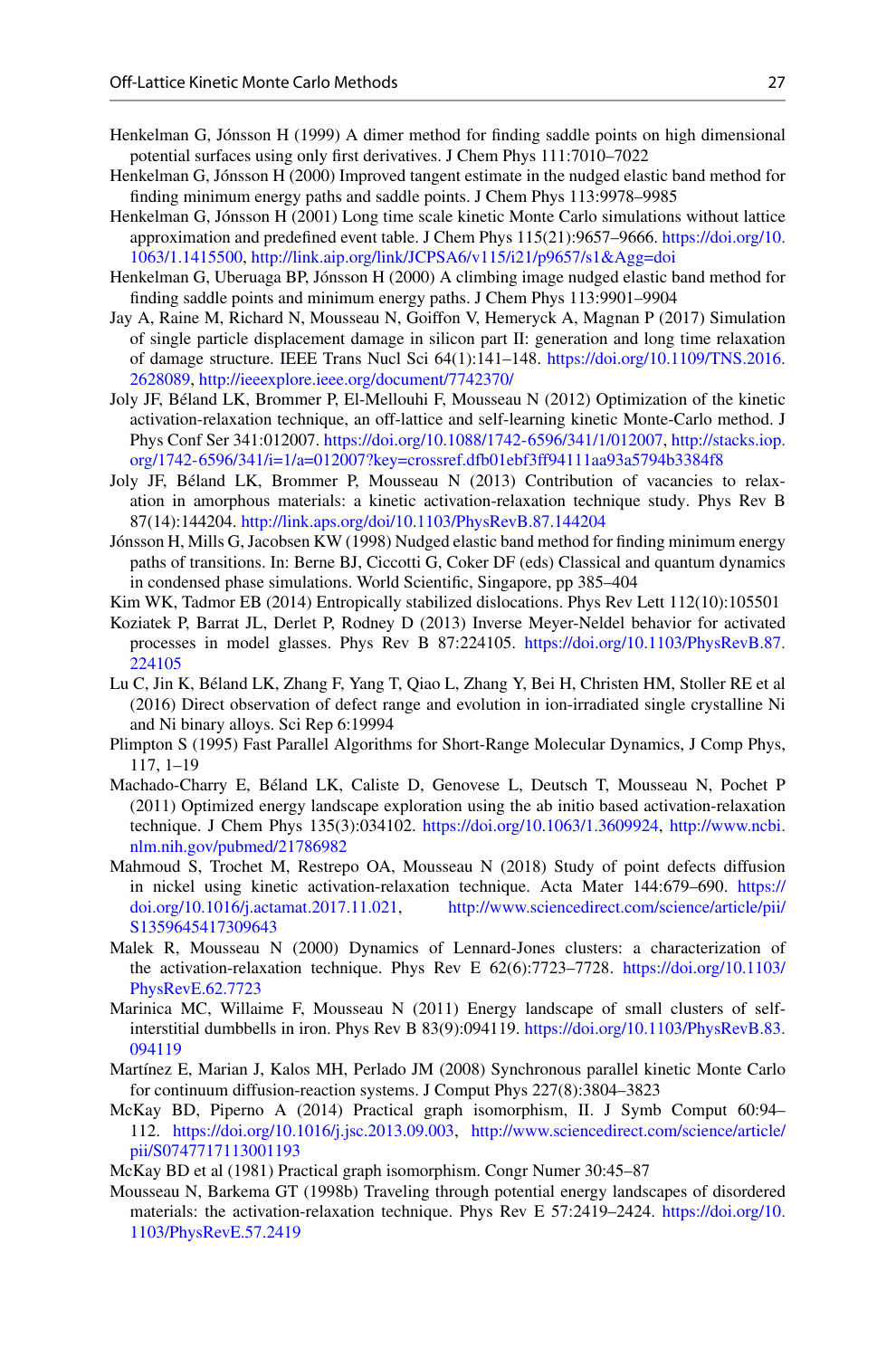Henkelman G, Jónsson H (1999) A dimer method for finding saddle points on high dimensional potential surfaces using only first derivatives. J Chem Phys 111:7010–7022

Henkelman G, Jónsson H (2000) Improved tangent estimate in the nudged elastic band method for finding minimum energy paths and saddle points. J Chem Phys 113:9978–9985

Henkelman G, Jónsson H (2001) Long time scale kinetic Monte Carlo simulations without lattice approximation and predefined event table. J Chem Phys 115(21):9657–9666. https://doi.org/10.1063/1.1415500, http://link.aip.org/link/JCPSA6/v115/i21/p9657/s1&Agg=doi

Henkelman G, Uberuaga BP, Jónsson H (2000) A climbing image nudged elastic band method for finding saddle points and minimum energy paths. J Chem Phys 113:9901–9904

Jay A, Raine M, Richard N, Mousseau N, Goiffon V, Hemeryck A, Magnan P (2017) Simulation of single particle displacement damage in silicon part II: generation and long time relaxation of damage structure. IEEE Trans Nucl Sci 64(1):141–148. https://doi.org/10.1109/TNS.2016.2628089, http://ieeexplore.ieee.org/document/7742370/

Joly JF, Béland LK, Brommer P, El-Mellouhi F, Mousseau N (2012) Optimization of the kinetic activation-relaxation technique, an off-lattice and self-learning kinetic Monte-Carlo method. J Phys Conf Ser 341:012007. https://doi.org/10.1088/1742-6596/341/1/012007, http://stacks.iop.org/1742-6596/341/i=1/a=012007?key=crossref.dfb01ebf3ff94111aa93a5794b3384f8

Joly JF, Béland LK, Brommer P, Mousseau N (2013) Contribution of vacancies to relaxation in amorphous materials: a kinetic activation-relaxation technique study. Phys Rev B 87(14):144204. http://link.aps.org/doi/10.1103/PhysRevB.87.144204

Jónsson H, Mills G, Jacobsen KW (1998) Nudged elastic band method for finding minimum energy paths of transitions. In: Berne BJ, Ciccotti G, Coker DF (eds) Classical and quantum dynamics in condensed phase simulations. World Scientific, Singapore, pp 385–404

Kim WK, Tadmor EB (2014) Entropically stabilized dislocations. Phys Rev Lett 112(10):105501

Koziatek P, Barrat JL, Derlet P, Rodney D (2013) Inverse Meyer-Neldel behavior for activated processes in model glasses. Phys Rev B 87:224105. https://doi.org/10.1103/PhysRevB.87.224105

Lu C, Jin K, Béland LK, Zhang F, Yang T, Qiao L, Zhang Y, Bei H, Christen HM, Stoller RE et al (2016) Direct observation of defect range and evolution in ion-irradiated single crystalline Ni and Ni binary alloys. Sci Rep 6:19994

Plimpton S (1995) Fast Parallel Algorithms for Short-Range Molecular Dynamics, J Comp Phys, 117, 1–19

Machado-Charry E, Béland LK, Caliste D, Genovese L, Deutsch T, Mousseau N, Pochet P (2011) Optimized energy landscape exploration using the ab initio based activation-relaxation technique. J Chem Phys 135(3):034102. https://doi.org/10.1063/1.3609924, http://www.ncbi.nlm.nih.gov/pubmed/21786982

Mahmoud S, Trochet M, Restrepo OA, Mousseau N (2018) Study of point defects diffusion in nickel using kinetic activation-relaxation technique. Acta Mater 144:679–690. https://doi.org/10.1016/j.actamat.2017.11.021, http://www.sciencedirect.com/science/article/pii/S1359645417309643

Malek R, Mousseau N (2000) Dynamics of Lennard-Jones clusters: a characterization of the activation-relaxation technique. Phys Rev E 62(6):7723–7728. https://doi.org/10.1103/PhysRevE.62.7723

Marinica MC, Willaime F, Mousseau N (2011) Energy landscape of small clusters of self-interstitial dumbbells in iron. Phys Rev B 83(9):094119. https://doi.org/10.1103/PhysRevB.83.094119

Martínez E, Marian J, Kalos MH, Perlado JM (2008) Synchronous parallel kinetic Monte Carlo for continuum diffusion-reaction systems. J Comput Phys 227(8):3804–3823

McKay BD, Piperno A (2014) Practical graph isomorphism, II. J Symb Comput 60:94–112. https://doi.org/10.1016/j.jsc.2013.09.003, http://www.sciencedirect.com/science/article/pii/S0747717113001193

McKay BD et al (1981) Practical graph isomorphism. Congr Numer 30:45–87

Mousseau N, Barkema GT (1998b) Traveling through potential energy landscapes of disordered materials: the activation-relaxation technique. Phys Rev E 57:2419–2424. https://doi.org/10.1103/PhysRevE.57.2419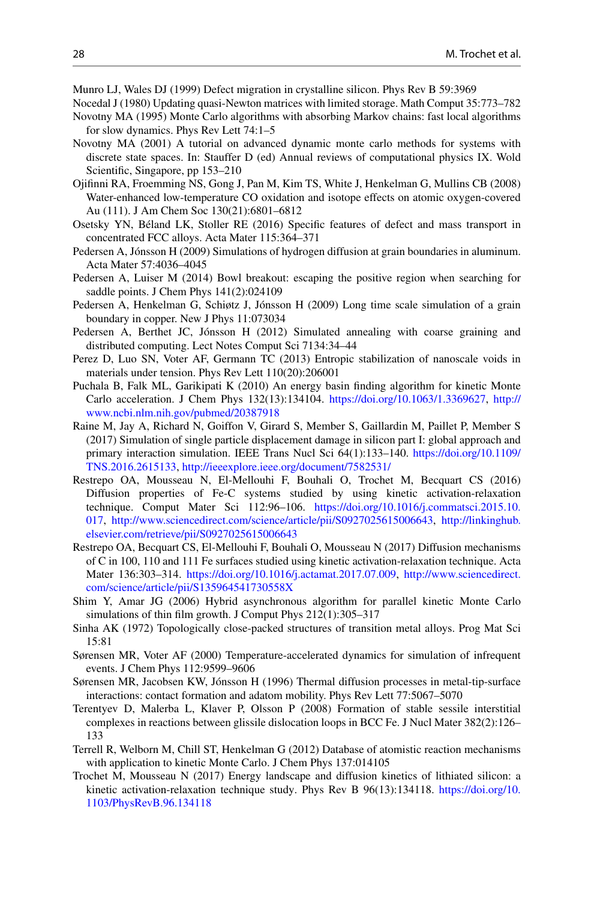Munro LJ, Wales DJ (1999) Defect migration in crystalline silicon. Phys Rev B 59:3969

Nocedal J (1980) Updating quasi-Newton matrices with limited storage. Math Comput 35:773–782

Novotny MA (1995) Monte Carlo algorithms with absorbing Markov chains: fast local algorithms for slow dynamics. Phys Rev Lett 74:1–5

Novotny MA (2001) A tutorial on advanced dynamic monte carlo methods for systems with discrete state spaces. In: Stauffer D (ed) Annual reviews of computational physics IX. Wold Scientific, Singapore, pp 153–210

Ojifinni RA, Froemming NS, Gong J, Pan M, Kim TS, White J, Henkelman G, Mullins CB (2008) Water-enhanced low-temperature CO oxidation and isotope effects on atomic oxygen-covered Au (111). J Am Chem Soc 130(21):6801–6812

Osetsky YN, Béland LK, Stoller RE (2016) Specific features of defect and mass transport in concentrated FCC alloys. Acta Mater 115:364–371

Pedersen A, Jónsson H (2009) Simulations of hydrogen diffusion at grain boundaries in aluminum. Acta Mater 57:4036–4045

Pedersen A, Luiser M (2014) Bowl breakout: escaping the positive region when searching for saddle points. J Chem Phys 141(2):024109

Pedersen A, Henkelman G, Schiøtz J, Jónsson H (2009) Long time scale simulation of a grain boundary in copper. New J Phys 11:073034

Pedersen A, Berthet JC, Jónsson H (2012) Simulated annealing with coarse graining and distributed computing. Lect Notes Comput Sci 7134:34–44

Perez D, Luo SN, Voter AF, Germann TC (2013) Entropic stabilization of nanoscale voids in materials under tension. Phys Rev Lett 110(20):206001

Puchala B, Falk ML, Garikipati K (2010) An energy basin finding algorithm for kinetic Monte Carlo acceleration. J Chem Phys 132(13):134104. https://doi.org/10.1063/1.3369627, http://www.ncbi.nlm.nih.gov/pubmed/20387918

Raine M, Jay A, Richard N, Goiffon V, Girard S, Member S, Gaillardin M, Paillet P, Member S (2017) Simulation of single particle displacement damage in silicon part I: global approach and primary interaction simulation. IEEE Trans Nucl Sci 64(1):133–140. https://doi.org/10.1109/TNS.2016.2615133, http://ieeexplore.ieee.org/document/7582531/

Restrepo OA, Mousseau N, El-Mellouhi F, Bouhali O, Trochet M, Becquart CS (2016) Diffusion properties of Fe-C systems studied by using kinetic activation-relaxation technique. Comput Mater Sci 112:96–106. https://doi.org/10.1016/j.commatsci.2015.10.017, http://www.sciencedirect.com/science/article/pii/S0927025615006643, http://linkinghub.elsevier.com/retrieve/pii/S0927025615006643

Restrepo OA, Becquart CS, El-Mellouhi F, Bouhali O, Mousseau N (2017) Diffusion mechanisms of C in 100, 110 and 111 Fe surfaces studied using kinetic activation-relaxation technique. Acta Mater 136:303–314. https://doi.org/10.1016/j.actamat.2017.07.009, http://www.sciencedirect.com/science/article/pii/S135964541730558X

Shim Y, Amar JG (2006) Hybrid asynchronous algorithm for parallel kinetic Monte Carlo simulations of thin film growth. J Comput Phys 212(1):305–317

Sinha AK (1972) Topologically close-packed structures of transition metal alloys. Prog Mat Sci 15:81

Sørensen MR, Voter AF (2000) Temperature-accelerated dynamics for simulation of infrequent events. J Chem Phys 112:9599–9606

Sørensen MR, Jacobsen KW, Jónsson H (1996) Thermal diffusion processes in metal-tip-surface interactions: contact formation and adatom mobility. Phys Rev Lett 77:5067–5070

Terentyev D, Malerba L, Klaver P, Olsson P (2008) Formation of stable sessile interstitial complexes in reactions between glissile dislocation loops in BCC Fe. J Nucl Mater 382(2):126–133

Terrell R, Welborn M, Chill ST, Henkelman G (2012) Database of atomistic reaction mechanisms with application to kinetic Monte Carlo. J Chem Phys 137:014105

Trochet M, Mousseau N (2017) Energy landscape and diffusion kinetics of lithiated silicon: a kinetic activation-relaxation technique study. Phys Rev B 96(13):134118. https://doi.org/10.1103/PhysRevB.96.134118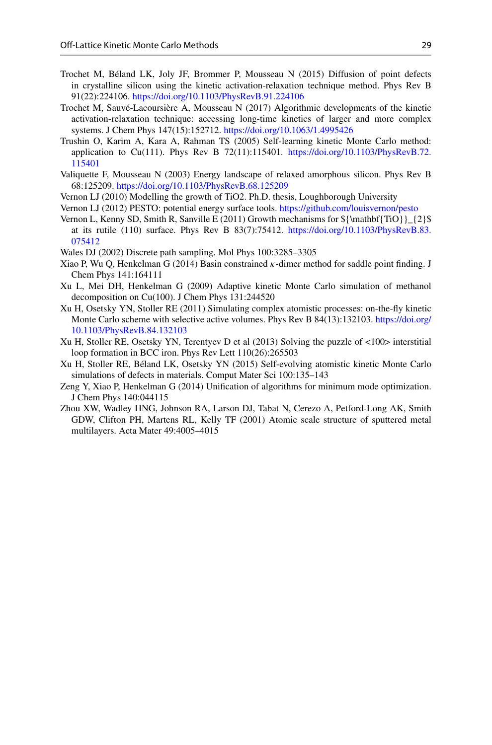Trochet M, Béland LK, Joly JF, Brommer P, Mousseau N (2015) Diffusion of point defects in crystalline silicon using the kinetic activation-relaxation technique method. Phys Rev B 91(22):224106. https://doi.org/10.1103/PhysRevB.91.224106

Trochet M, Sauvé-Lacoursière A, Mousseau N (2017) Algorithmic developments of the kinetic activation-relaxation technique: accessing long-time kinetics of larger and more complex systems. J Chem Phys 147(15):152712. https://doi.org/10.1063/1.4995426

Trushin O, Karim A, Kara A, Rahman TS (2005) Self-learning kinetic Monte Carlo method: application to Cu(111). Phys Rev B 72(11):115401. https://doi.org/10.1103/PhysRevB.72.115401

Valiquette F, Mousseau N (2003) Energy landscape of relaxed amorphous silicon. Phys Rev B 68:125209. https://doi.org/10.1103/PhysRevB.68.125209

Vernon LJ (2010) Modelling the growth of TiO2. Ph.D. thesis, Loughborough University

Vernon LJ (2012) PESTO: potential energy surface tools. https://github.com/louisvernon/pesto

Vernon L, Kenny SD, Smith R, Sanville E (2011) Growth mechanisms for ${\mathbf{TiO}}_{2}$ at its rutile (110) surface. Phys Rev B 83(7):75412. https://doi.org/10.1103/PhysRevB.83.075412

Wales DJ (2002) Discrete path sampling. Mol Phys 100:3285–3305

Xiao P, Wu Q, Henkelman G (2014) Basin constrained $\kappa$-dimer method for saddle point finding. J Chem Phys 141:164111

Xu L, Mei DH, Henkelman G (2009) Adaptive kinetic Monte Carlo simulation of methanol decomposition on Cu(100). J Chem Phys 131:244520

Xu H, Osetsky YN, Stoller RE (2011) Simulating complex atomistic processes: on-the-fly kinetic Monte Carlo scheme with selective active volumes. Phys Rev B 84(13):132103. https://doi.org/10.1103/PhysRevB.84.132103

Xu H, Stoller RE, Osetsky YN, Terentyev D et al (2013) Solving the puzzle of <100> interstitial loop formation in BCC iron. Phys Rev Lett 110(26):265503

Xu H, Stoller RE, Béland LK, Osetsky YN (2015) Self-evolving atomistic kinetic Monte Carlo simulations of defects in materials. Comput Mater Sci 100:135–143

Zeng Y, Xiao P, Henkelman G (2014) Unification of algorithms for minimum mode optimization. J Chem Phys 140:044115

Zhou XW, Wadley HNG, Johnson RA, Larson DJ, Tabat N, Cerezo A, Petford-Long AK, Smith GDW, Clifton PH, Martens RL, Kelly TF (2001) Atomic scale structure of sputtered metal multilayers. Acta Mater 49:4005–4015